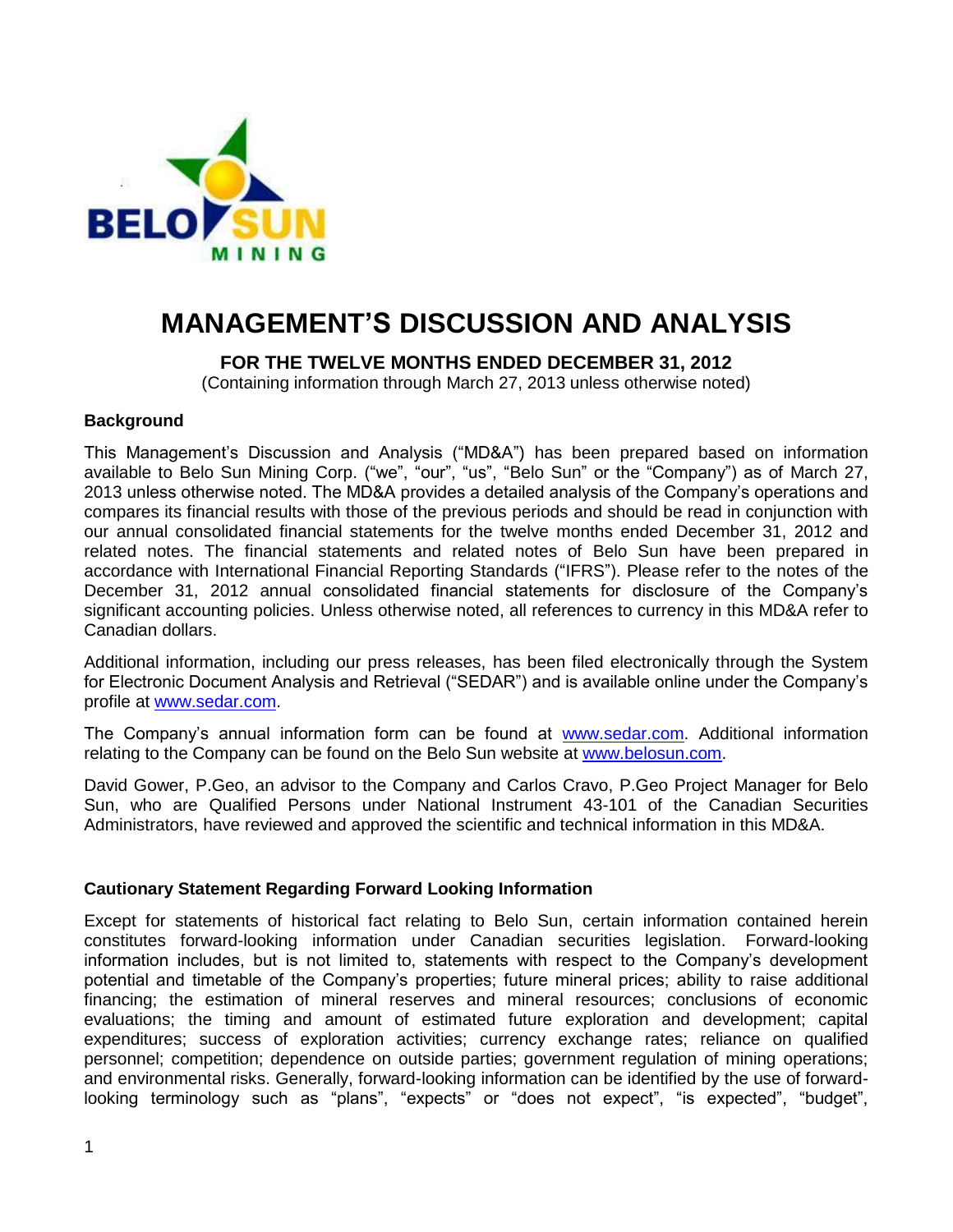# MANAGEMENT'S DISCUSSION AND ANALYSIS

**FOR THE TWELVE MONTHS ENDED DECEMBER 31, 2012**

(Containing information through March 27, 2013 unless otherwise noted)

### Background

This Management's Discussion and Analysis ("MD&A") has been prepared based on information available to Belo Sun Mining Corp. ("we", "our", "us", "Belo Sun" or the "Company") as of March 27, 2013 unless otherwise noted. The MD&A provides a detailed analysis of the Company's operations and compares its financial results with those of the previous periods and should be read in conjunction with our annual consolidated financial statements for the twelve months ended December 31, 2012 and related notes. The financial statements and related notes of Belo Sun have been prepared in accordance with International Financial Reporting Standards ("IFRS"). Please refer to the notes of the December 31, 2012 annual consolidated financial statements for disclosure of the Company's significant accounting policies. Unless otherwise noted, all references to currency in this MD&A refer to Canadian dollars.

Additional information, including our press releases, has been filed electronically through the System for Electronic Document Analysis and Retrieval ("SEDAR") and is available online under the Company's profile at www.sedar.com.

The Company's annual information form can be found at www.sedar.com. Additional information relating to the Company can be found on the Belo Sun website at www.belosun.com.

David Gower, P.Geo, an advisor to the Company and Carlos Cravo, P.Geo Project Manager for Belo Sun, who are Qualified Persons under National Instrument 43-101 of the Canadian Securities Administrators, have reviewed and approved the scientific and technical information in this MD&A.

### Cautionary Statement Regarding Forward Looking Information

Except for statements of historical fact relating to Belo Sun, certain information contained herein constitutes forward-looking information under Canadian securities legislation. Forward-looking information includes, but is not limited to, statements with respect to the Company's development potential and timetable of the Company's properties; future mineral prices; ability to raise additional financing; the estimation of mineral reserves and mineral resources; conclusions of economic evaluations; the timing and amount of estimated future exploration and development; capital expenditures; success of exploration activities; currency exchange rates; reliance on qualified personnel; competition; dependence on outside parties; government regulation of mining operations; and environmental risks. Generally, forward-looking information can be identified by the use of forward-looking terminology such as "plans", "expects" or "does not expect", "is expected", "budget",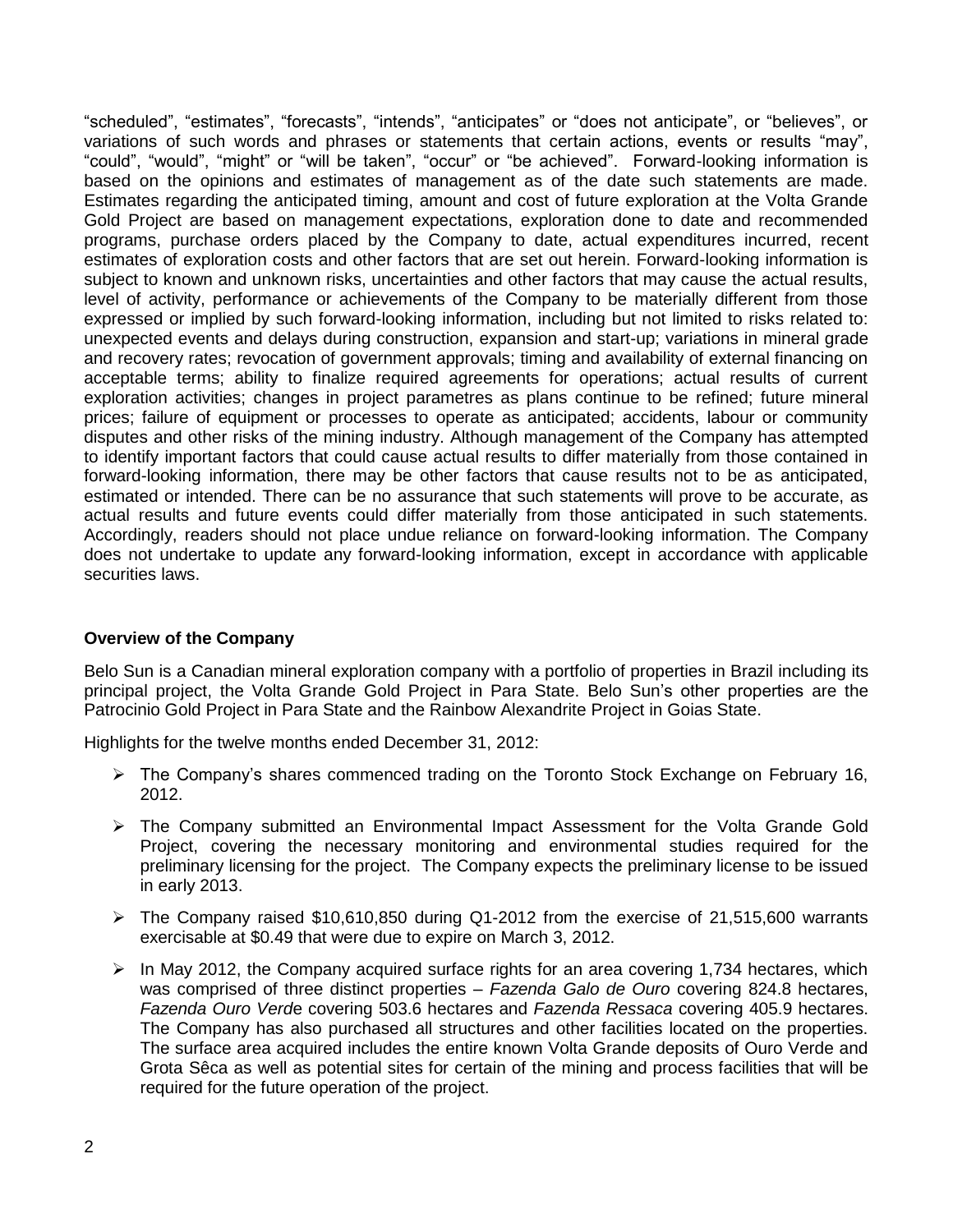“scheduled”, “estimates”, “forecasts”, “intends”, “anticipates” or “does not anticipate”, or “believes”, or variations of such words and phrases or statements that certain actions, events or results “may”, “could”, “would”, “might” or “will be taken”, “occur” or “be achieved”. Forward-looking information is based on the opinions and estimates of management as of the date such statements are made. Estimates regarding the anticipated timing, amount and cost of future exploration at the Volta Grande Gold Project are based on management expectations, exploration done to date and recommended programs, purchase orders placed by the Company to date, actual expenditures incurred, recent estimates of exploration costs and other factors that are set out herein. Forward-looking information is subject to known and unknown risks, uncertainties and other factors that may cause the actual results, level of activity, performance or achievements of the Company to be materially different from those expressed or implied by such forward-looking information, including but not limited to risks related to: unexpected events and delays during construction, expansion and start-up; variations in mineral grade and recovery rates; revocation of government approvals; timing and availability of external financing on acceptable terms; ability to finalize required agreements for operations; actual results of current exploration activities; changes in project parametres as plans continue to be refined; future mineral prices; failure of equipment or processes to operate as anticipated; accidents, labour or community disputes and other risks of the mining industry. Although management of the Company has attempted to identify important factors that could cause actual results to differ materially from those contained in forward-looking information, there may be other factors that cause results not to be as anticipated, estimated or intended. There can be no assurance that such statements will prove to be accurate, as actual results and future events could differ materially from those anticipated in such statements. Accordingly, readers should not place undue reliance on forward-looking information. The Company does not undertake to update any forward-looking information, except in accordance with applicable securities laws.

**Overview of the Company**

Belo Sun is a Canadian mineral exploration company with a portfolio of properties in Brazil including its principal project, the Volta Grande Gold Project in Para State. Belo Sun’s other properties are the Patrocinio Gold Project in Para State and the Rainbow Alexandrite Project in Goias State.

Highlights for the twelve months ended December 31, 2012:

- The Company’s shares commenced trading on the Toronto Stock Exchange on February 16, 2012.
- The Company submitted an Environmental Impact Assessment for the Volta Grande Gold Project, covering the necessary monitoring and environmental studies required for the preliminary licensing for the project. The Company expects the preliminary license to be issued in early 2013.
- The Company raised $10,610,850 during Q1-2012 from the exercise of 21,515,600 warrants exercisable at $0.49 that were due to expire on March 3, 2012.
- In May 2012, the Company acquired surface rights for an area covering 1,734 hectares, which was comprised of three distinct properties – *Fazenda Galo de Ouro* covering 824.8 hectares, *Fazenda Ouro Verde* covering 503.6 hectares and *Fazenda Ressaca* covering 405.9 hectares. The Company has also purchased all structures and other facilities located on the properties. The surface area acquired includes the entire known Volta Grande deposits of Ouro Verde and Grota Sêca as well as potential sites for certain of the mining and process facilities that will be required for the future operation of the project.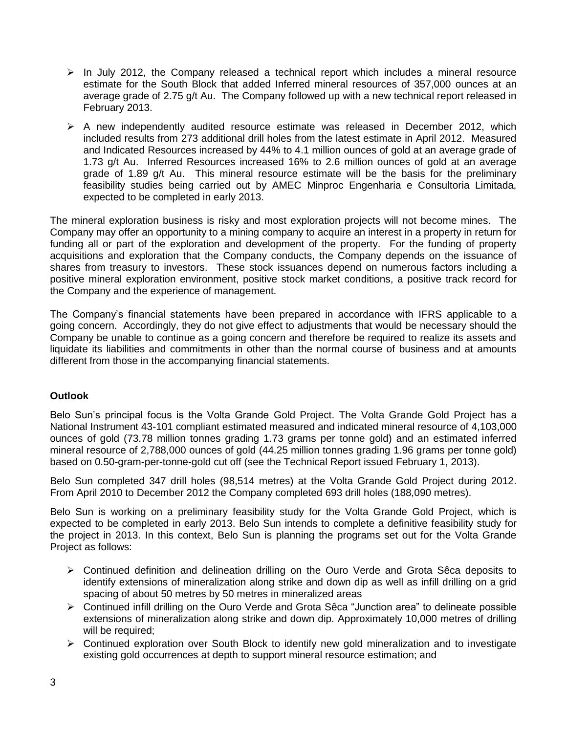- In July 2012, the Company released a technical report which includes a mineral resource estimate for the South Block that added Inferred mineral resources of 357,000 ounces at an average grade of 2.75 g/t Au. The Company followed up with a new technical report released in February 2013.
- A new independently audited resource estimate was released in December 2012, which included results from 273 additional drill holes from the latest estimate in April 2012. Measured and Indicated Resources increased by 44% to 4.1 million ounces of gold at an average grade of 1.73 g/t Au. Inferred Resources increased 16% to 2.6 million ounces of gold at an average grade of 1.89 g/t Au. This mineral resource estimate will be the basis for the preliminary feasibility studies being carried out by AMEC Minproc Engenharia e Consultoria Limitada, expected to be completed in early 2013.

The mineral exploration business is risky and most exploration projects will not become mines. The Company may offer an opportunity to a mining company to acquire an interest in a property in return for funding all or part of the exploration and development of the property. For the funding of property acquisitions and exploration that the Company conducts, the Company depends on the issuance of shares from treasury to investors. These stock issuances depend on numerous factors including a positive mineral exploration environment, positive stock market conditions, a positive track record for the Company and the experience of management.

The Company's financial statements have been prepared in accordance with IFRS applicable to a going concern. Accordingly, they do not give effect to adjustments that would be necessary should the Company be unable to continue as a going concern and therefore be required to realize its assets and liquidate its liabilities and commitments in other than the normal course of business and at amounts different from those in the accompanying financial statements.

**Outlook**

Belo Sun's principal focus is the Volta Grande Gold Project. The Volta Grande Gold Project has a National Instrument 43-101 compliant estimated measured and indicated mineral resource of 4,103,000 ounces of gold (73.78 million tonnes grading 1.73 grams per tonne gold) and an estimated inferred mineral resource of 2,788,000 ounces of gold (44.25 million tonnes grading 1.96 grams per tonne gold) based on 0.50-gram-per-tonne-gold cut off (see the Technical Report issued February 1, 2013).

Belo Sun completed 347 drill holes (98,514 metres) at the Volta Grande Gold Project during 2012. From April 2010 to December 2012 the Company completed 693 drill holes (188,090 metres).

Belo Sun is working on a preliminary feasibility study for the Volta Grande Gold Project, which is expected to be completed in early 2013. Belo Sun intends to complete a definitive feasibility study for the project in 2013. In this context, Belo Sun is planning the programs set out for the Volta Grande Project as follows:

- Continued definition and delineation drilling on the Ouro Verde and Grota Sêca deposits to identify extensions of mineralization along strike and down dip as well as infill drilling on a grid spacing of about 50 metres by 50 metres in mineralized areas
- Continued infill drilling on the Ouro Verde and Grota Sêca "Junction area" to delineate possible extensions of mineralization along strike and down dip. Approximately 10,000 metres of drilling will be required;
- Continued exploration over South Block to identify new gold mineralization and to investigate existing gold occurrences at depth to support mineral resource estimation; and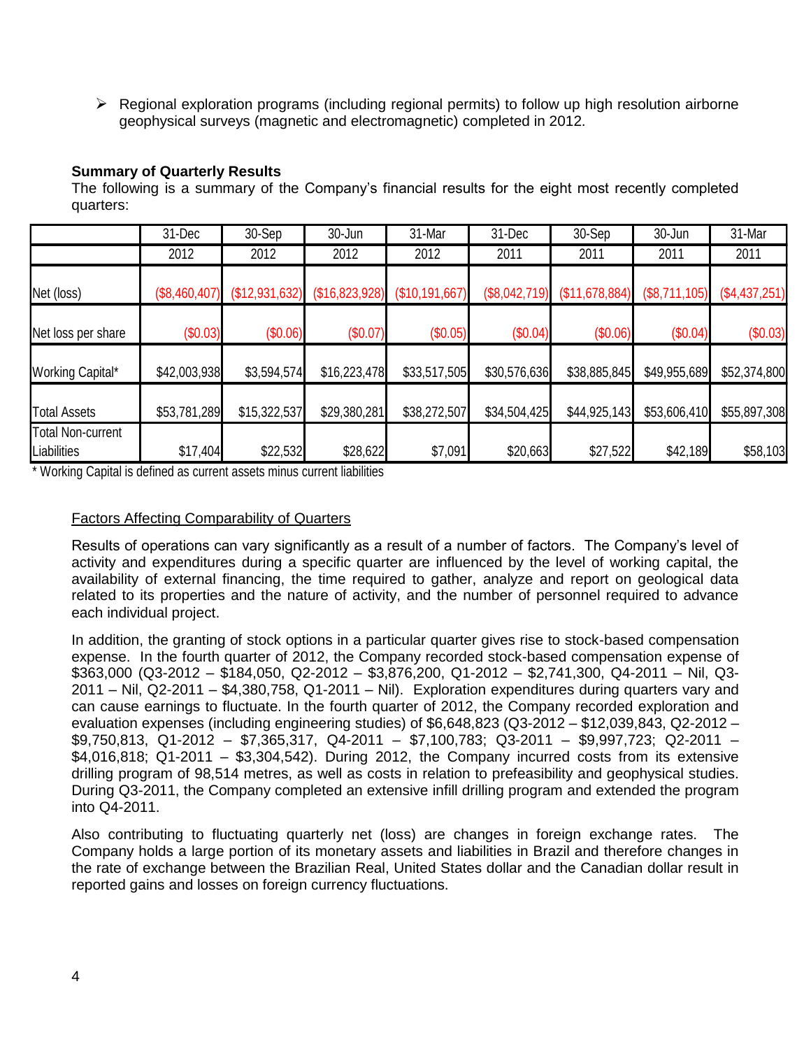- Regional exploration programs (including regional permits) to follow up high resolution airborne geophysical surveys (magnetic and electromagnetic) completed in 2012.

**Summary of Quarterly Results**

The following is a summary of the Company's financial results for the eight most recently completed quarters:

| | 31-Dec 2012 | 30-Sep 2012 | 30-Jun 2012 | 31-Mar 2012 | 31-Dec 2011 | 30-Sep 2011 | 30-Jun 2011 | 31-Mar 2011 |
|---|---|---|---|---|---|---|---|---|
| Net (loss) | ($8,460,407) | ($12,931,632) | ($16,823,928) | ($10,191,667) | ($8,042,719) | ($11,678,884) | ($8,711,105) | ($4,437,251) |
| Net loss per share | ($0.03) | ($0.06) | ($0.07) | ($0.05) | ($0.04) | ($0.06) | ($0.04) | ($0.03) |
| Working Capital* | $42,003,938 | $3,594,574 | $16,223,478 | $33,517,505 | $30,576,636 | $38,885,845 | $49,955,689 | $52,374,800 |
| Total Assets | $53,781,289 | $15,322,537 | $29,380,281 | $38,272,507 | $34,504,425 | $44,925,143 | $53,606,410 | $55,897,308 |
| Total Non-current Liabilities | $17,404 | $22,532 | $28,622 | $7,091 | $20,663 | $27,522 | $42,189 | $58,103 |

\* Working Capital is defined as current assets minus current liabilities

Factors Affecting Comparability of Quarters

Results of operations can vary significantly as a result of a number of factors. The Company's level of activity and expenditures during a specific quarter are influenced by the level of working capital, the availability of external financing, the time required to gather, analyze and report on geological data related to its properties and the nature of activity, and the number of personnel required to advance each individual project.

In addition, the granting of stock options in a particular quarter gives rise to stock-based compensation expense. In the fourth quarter of 2012, the Company recorded stock-based compensation expense of $363,000 (Q3-2012 – $184,050, Q2-2012 – $3,876,200, Q1-2012 – $2,741,300, Q4-2011 – Nil, Q3-2011 – Nil, Q2-2011 – $4,380,758, Q1-2011 – Nil). Exploration expenditures during quarters vary and can cause earnings to fluctuate. In the fourth quarter of 2012, the Company recorded exploration and evaluation expenses (including engineering studies) of $6,648,823 (Q3-2012 – $12,039,843, Q2-2012 – $9,750,813, Q1-2012 – $7,365,317, Q4-2011 – $7,100,783; Q3-2011 – $9,997,723; Q2-2011 – $4,016,818; Q1-2011 – $3,304,542). During 2012, the Company incurred costs from its extensive drilling program of 98,514 metres, as well as costs in relation to prefeasibility and geophysical studies. During Q3-2011, the Company completed an extensive infill drilling program and extended the program into Q4-2011.

Also contributing to fluctuating quarterly net (loss) are changes in foreign exchange rates. The Company holds a large portion of its monetary assets and liabilities in Brazil and therefore changes in the rate of exchange between the Brazilian Real, United States dollar and the Canadian dollar result in reported gains and losses on foreign currency fluctuations.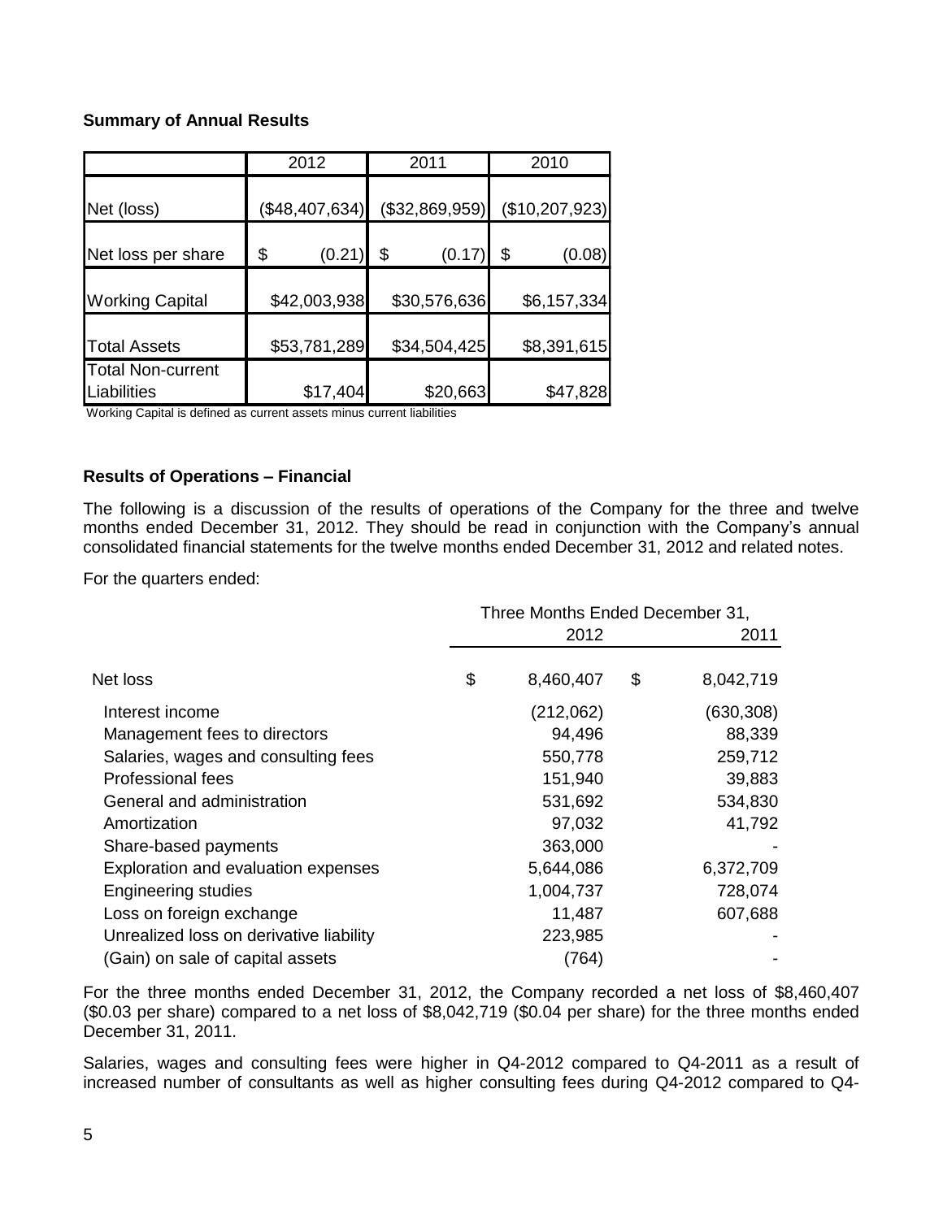**Summary of Annual Results**

| | 2012 | 2011 | 2010 |
|---|---|---|---|
| Net (loss) | ($48,407,634) | ($32,869,959) | ($10,207,923) |
| Net loss per share | $ (0.21) | $ (0.17) | $ (0.08) |
| Working Capital | $42,003,938 | $30,576,636 | $6,157,334 |
| Total Assets | $53,781,289 | $34,504,425 | $8,391,615 |
| Total Non-current Liabilities | $17,404 | $20,663 | $47,828 |

Working Capital is defined as current assets minus current liabilities

**Results of Operations – Financial**

The following is a discussion of the results of operations of the Company for the three and twelve months ended December 31, 2012. They should be read in conjunction with the Company's annual consolidated financial statements for the twelve months ended December 31, 2012 and related notes.

For the quarters ended:

| | Three Months Ended December 31, 2012 | 2011 |
|---|---|---|
| Net loss | $ 8,460,407 | $ 8,042,719 |
| Interest income | (212,062) | (630,308) |
| Management fees to directors | 94,496 | 88,339 |
| Salaries, wages and consulting fees | 550,778 | 259,712 |
| Professional fees | 151,940 | 39,883 |
| General and administration | 531,692 | 534,830 |
| Amortization | 97,032 | 41,792 |
| Share-based payments | 363,000 | - |
| Exploration and evaluation expenses | 5,644,086 | 6,372,709 |
| Engineering studies | 1,004,737 | 728,074 |
| Loss on foreign exchange | 11,487 | 607,688 |
| Unrealized loss on derivative liability | 223,985 | - |
| (Gain) on sale of capital assets | (764) | - |

For the three months ended December 31, 2012, the Company recorded a net loss of $8,460,407 ($0.03 per share) compared to a net loss of $8,042,719 ($0.04 per share) for the three months ended December 31, 2011.

Salaries, wages and consulting fees were higher in Q4-2012 compared to Q4-2011 as a result of increased number of consultants as well as higher consulting fees during Q4-2012 compared to Q4-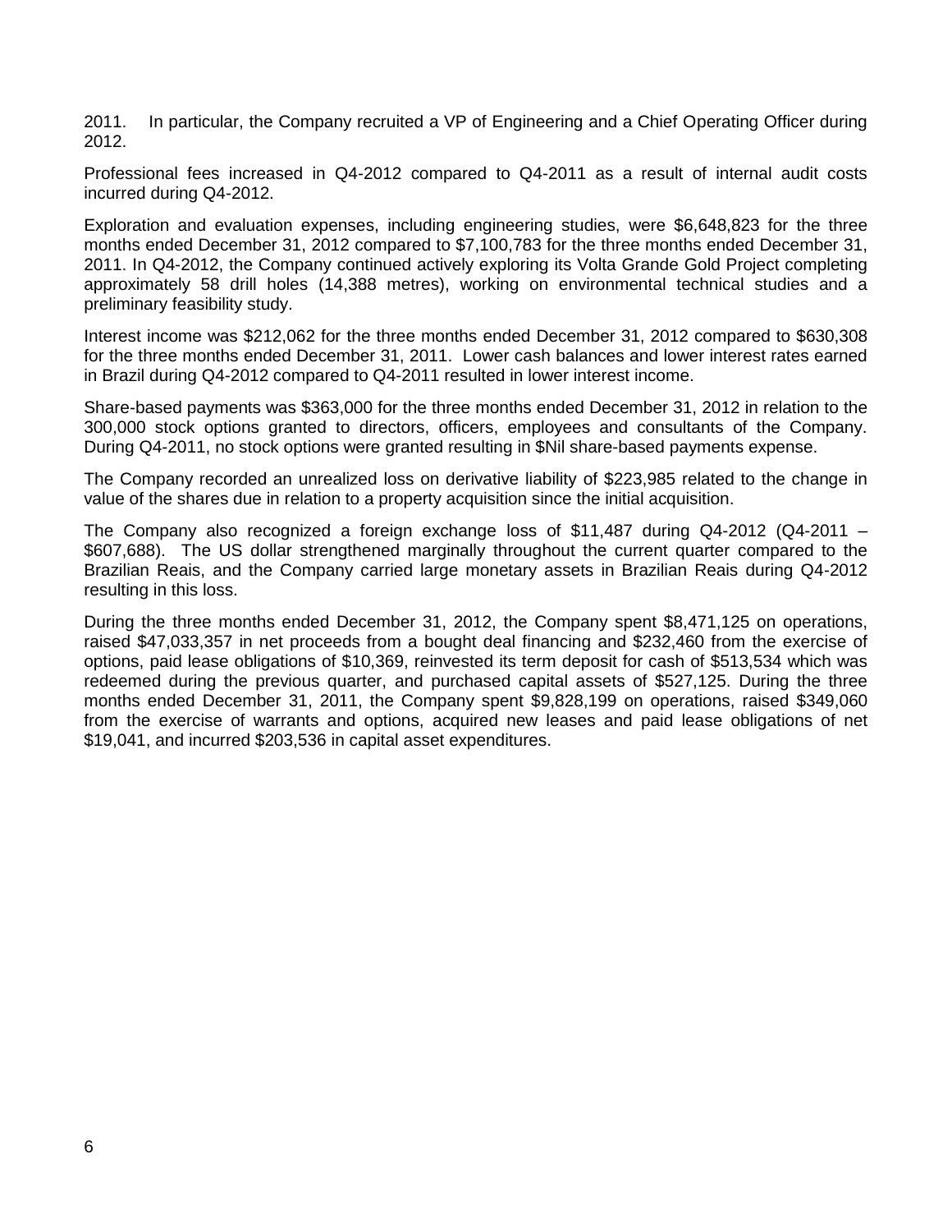2011. In particular, the Company recruited a VP of Engineering and a Chief Operating Officer during 2012.

Professional fees increased in Q4-2012 compared to Q4-2011 as a result of internal audit costs incurred during Q4-2012.

Exploration and evaluation expenses, including engineering studies, were $6,648,823 for the three months ended December 31, 2012 compared to $7,100,783 for the three months ended December 31, 2011. In Q4-2012, the Company continued actively exploring its Volta Grande Gold Project completing approximately 58 drill holes (14,388 metres), working on environmental technical studies and a preliminary feasibility study.

Interest income was $212,062 for the three months ended December 31, 2012 compared to $630,308 for the three months ended December 31, 2011. Lower cash balances and lower interest rates earned in Brazil during Q4-2012 compared to Q4-2011 resulted in lower interest income.

Share-based payments was $363,000 for the three months ended December 31, 2012 in relation to the 300,000 stock options granted to directors, officers, employees and consultants of the Company. During Q4-2011, no stock options were granted resulting in $Nil share-based payments expense.

The Company recorded an unrealized loss on derivative liability of $223,985 related to the change in value of the shares due in relation to a property acquisition since the initial acquisition.

The Company also recognized a foreign exchange loss of $11,487 during Q4-2012 (Q4-2011 – $607,688). The US dollar strengthened marginally throughout the current quarter compared to the Brazilian Reais, and the Company carried large monetary assets in Brazilian Reais during Q4-2012 resulting in this loss.

During the three months ended December 31, 2012, the Company spent $8,471,125 on operations, raised $47,033,357 in net proceeds from a bought deal financing and $232,460 from the exercise of options, paid lease obligations of $10,369, reinvested its term deposit for cash of $513,534 which was redeemed during the previous quarter, and purchased capital assets of $527,125. During the three months ended December 31, 2011, the Company spent $9,828,199 on operations, raised $349,060 from the exercise of warrants and options, acquired new leases and paid lease obligations of net $19,041, and incurred $203,536 in capital asset expenditures.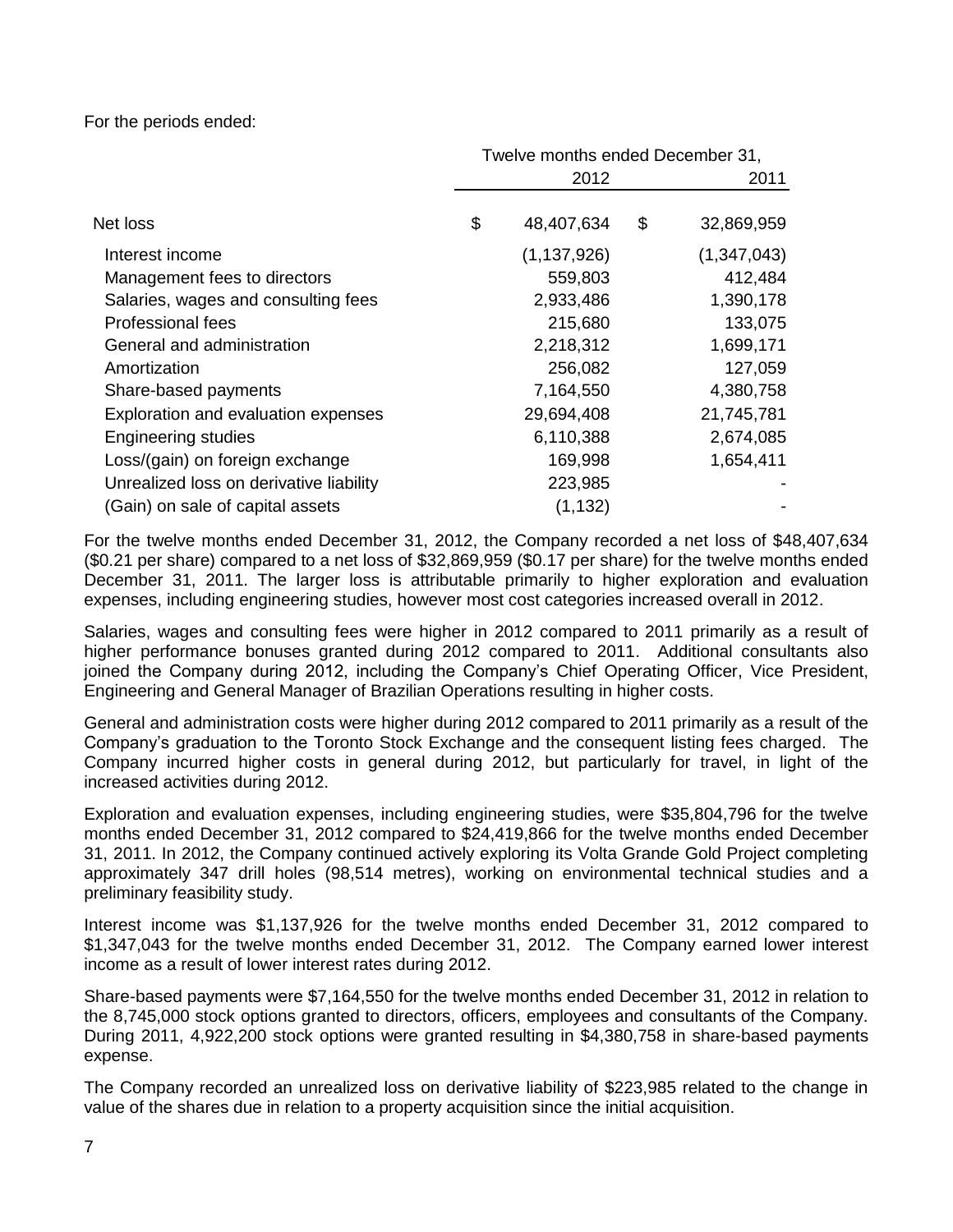For the periods ended:

| | Twelve months ended December 31, | |
|---|---|---|
| | 2012 | 2011 |
| Net loss | $ 48,407,634 | $ 32,869,959 |
| Interest income | (1,137,926) | (1,347,043) |
| Management fees to directors | 559,803 | 412,484 |
| Salaries, wages and consulting fees | 2,933,486 | 1,390,178 |
| Professional fees | 215,680 | 133,075 |
| General and administration | 2,218,312 | 1,699,171 |
| Amortization | 256,082 | 127,059 |
| Share-based payments | 7,164,550 | 4,380,758 |
| Exploration and evaluation expenses | 29,694,408 | 21,745,781 |
| Engineering studies | 6,110,388 | 2,674,085 |
| Loss/(gain) on foreign exchange | 169,998 | 1,654,411 |
| Unrealized loss on derivative liability | 223,985 | - |
| (Gain) on sale of capital assets | (1,132) | - |

For the twelve months ended December 31, 2012, the Company recorded a net loss of $48,407,634 ($0.21 per share) compared to a net loss of $32,869,959 ($0.17 per share) for the twelve months ended December 31, 2011. The larger loss is attributable primarily to higher exploration and evaluation expenses, including engineering studies, however most cost categories increased overall in 2012.

Salaries, wages and consulting fees were higher in 2012 compared to 2011 primarily as a result of higher performance bonuses granted during 2012 compared to 2011. Additional consultants also joined the Company during 2012, including the Company's Chief Operating Officer, Vice President, Engineering and General Manager of Brazilian Operations resulting in higher costs.

General and administration costs were higher during 2012 compared to 2011 primarily as a result of the Company's graduation to the Toronto Stock Exchange and the consequent listing fees charged. The Company incurred higher costs in general during 2012, but particularly for travel, in light of the increased activities during 2012.

Exploration and evaluation expenses, including engineering studies, were $35,804,796 for the twelve months ended December 31, 2012 compared to $24,419,866 for the twelve months ended December 31, 2011. In 2012, the Company continued actively exploring its Volta Grande Gold Project completing approximately 347 drill holes (98,514 metres), working on environmental technical studies and a preliminary feasibility study.

Interest income was $1,137,926 for the twelve months ended December 31, 2012 compared to $1,347,043 for the twelve months ended December 31, 2012. The Company earned lower interest income as a result of lower interest rates during 2012.

Share-based payments were $7,164,550 for the twelve months ended December 31, 2012 in relation to the 8,745,000 stock options granted to directors, officers, employees and consultants of the Company. During 2011, 4,922,200 stock options were granted resulting in $4,380,758 in share-based payments expense.

The Company recorded an unrealized loss on derivative liability of $223,985 related to the change in value of the shares due in relation to a property acquisition since the initial acquisition.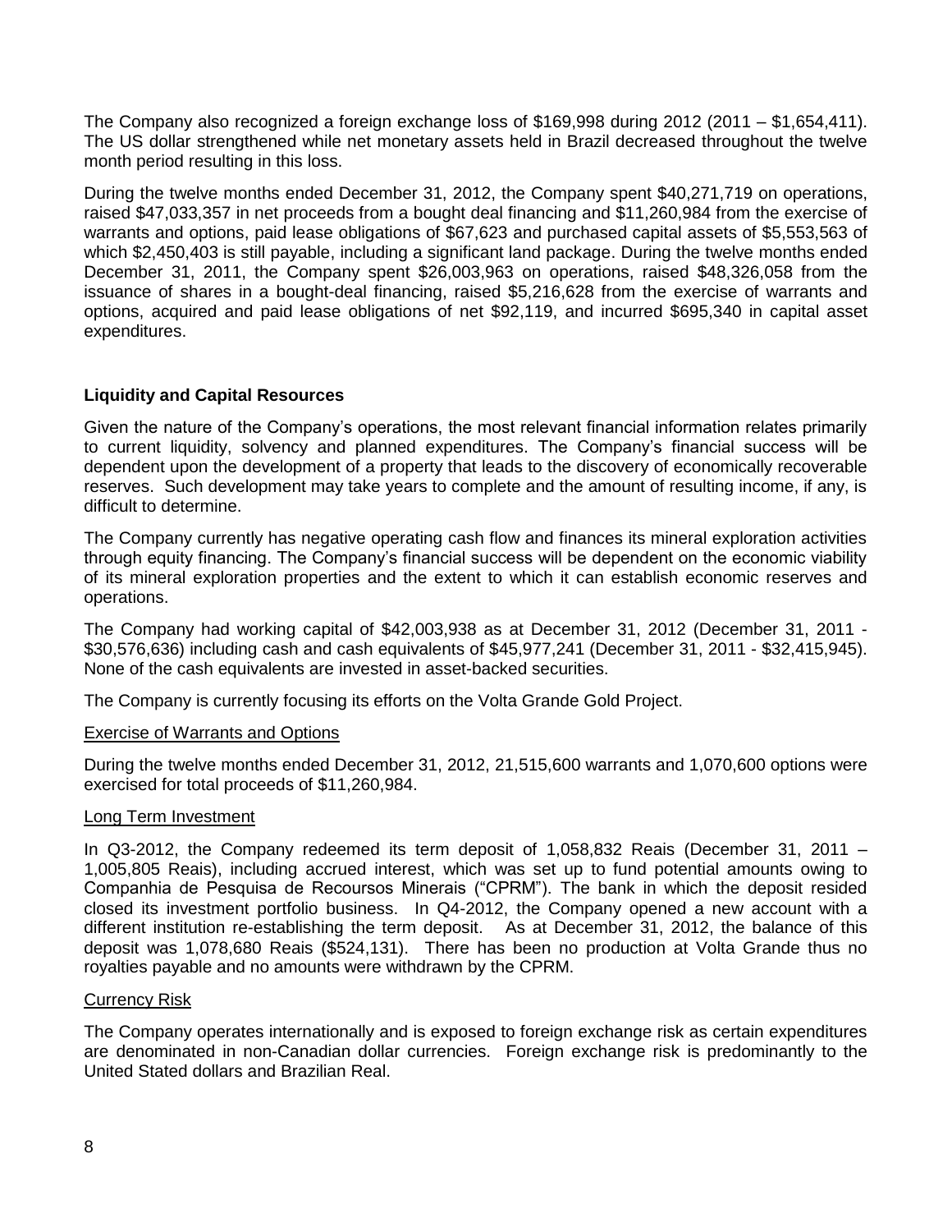The Company also recognized a foreign exchange loss of $169,998 during 2012 (2011 – $1,654,411). The US dollar strengthened while net monetary assets held in Brazil decreased throughout the twelve month period resulting in this loss.

During the twelve months ended December 31, 2012, the Company spent $40,271,719 on operations, raised $47,033,357 in net proceeds from a bought deal financing and $11,260,984 from the exercise of warrants and options, paid lease obligations of $67,623 and purchased capital assets of $5,553,563 of which $2,450,403 is still payable, including a significant land package. During the twelve months ended December 31, 2011, the Company spent $26,003,963 on operations, raised $48,326,058 from the issuance of shares in a bought-deal financing, raised $5,216,628 from the exercise of warrants and options, acquired and paid lease obligations of net $92,119, and incurred $695,340 in capital asset expenditures.

## Liquidity and Capital Resources

Given the nature of the Company's operations, the most relevant financial information relates primarily to current liquidity, solvency and planned expenditures. The Company's financial success will be dependent upon the development of a property that leads to the discovery of economically recoverable reserves. Such development may take years to complete and the amount of resulting income, if any, is difficult to determine.

The Company currently has negative operating cash flow and finances its mineral exploration activities through equity financing. The Company's financial success will be dependent on the economic viability of its mineral exploration properties and the extent to which it can establish economic reserves and operations.

The Company had working capital of $42,003,938 as at December 31, 2012 (December 31, 2011 - $30,576,636) including cash and cash equivalents of $45,977,241 (December 31, 2011 - $32,415,945). None of the cash equivalents are invested in asset-backed securities.

The Company is currently focusing its efforts on the Volta Grande Gold Project.

### Exercise of Warrants and Options

During the twelve months ended December 31, 2012, 21,515,600 warrants and 1,070,600 options were exercised for total proceeds of $11,260,984.

### Long Term Investment

In Q3-2012, the Company redeemed its term deposit of 1,058,832 Reais (December 31, 2011 – 1,005,805 Reais), including accrued interest, which was set up to fund potential amounts owing to Companhia de Pesquisa de Recoursos Minerais ("CPRM"). The bank in which the deposit resided closed its investment portfolio business. In Q4-2012, the Company opened a new account with a different institution re-establishing the term deposit. As at December 31, 2012, the balance of this deposit was 1,078,680 Reais ($524,131). There has been no production at Volta Grande thus no royalties payable and no amounts were withdrawn by the CPRM.

### Currency Risk

The Company operates internationally and is exposed to foreign exchange risk as certain expenditures are denominated in non-Canadian dollar currencies. Foreign exchange risk is predominantly to the United Stated dollars and Brazilian Real.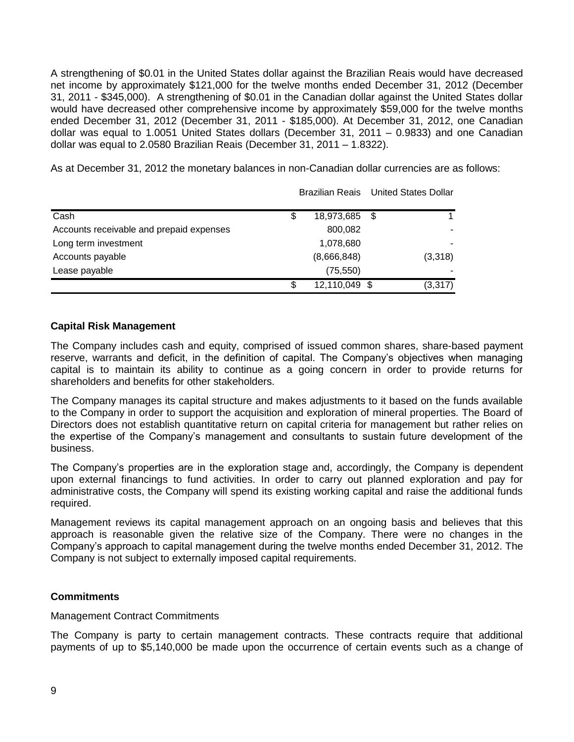A strengthening of $0.01 in the United States dollar against the Brazilian Reais would have decreased net income by approximately $121,000 for the twelve months ended December 31, 2012 (December 31, 2011 - $345,000). A strengthening of $0.01 in the Canadian dollar against the United States dollar would have decreased other comprehensive income by approximately $59,000 for the twelve months ended December 31, 2012 (December 31, 2011 - $185,000). At December 31, 2012, one Canadian dollar was equal to 1.0051 United States dollars (December 31, 2011 – 0.9833) and one Canadian dollar was equal to 2.0580 Brazilian Reais (December 31, 2011 – 1.8322).

As at December 31, 2012 the monetary balances in non-Canadian dollar currencies are as follows:

| | Brazilian Reais | United States Dollar |
|---|---|---|
| Cash | $ 18,973,685 | $ 1 |
| Accounts receivable and prepaid expenses | 800,082 | - |
| Long term investment | 1,078,680 | - |
| Accounts payable | (8,666,848) | (3,318) |
| Lease payable | (75,550) | - |
| | $ 12,110,049 | $ (3,317) |

**Capital Risk Management**

The Company includes cash and equity, comprised of issued common shares, share-based payment reserve, warrants and deficit, in the definition of capital. The Company's objectives when managing capital is to maintain its ability to continue as a going concern in order to provide returns for shareholders and benefits for other stakeholders.

The Company manages its capital structure and makes adjustments to it based on the funds available to the Company in order to support the acquisition and exploration of mineral properties. The Board of Directors does not establish quantitative return on capital criteria for management but rather relies on the expertise of the Company's management and consultants to sustain future development of the business.

The Company's properties are in the exploration stage and, accordingly, the Company is dependent upon external financings to fund activities. In order to carry out planned exploration and pay for administrative costs, the Company will spend its existing working capital and raise the additional funds required.

Management reviews its capital management approach on an ongoing basis and believes that this approach is reasonable given the relative size of the Company. There were no changes in the Company's approach to capital management during the twelve months ended December 31, 2012. The Company is not subject to externally imposed capital requirements.

**Commitments**

Management Contract Commitments

The Company is party to certain management contracts. These contracts require that additional payments of up to $5,140,000 be made upon the occurrence of certain events such as a change of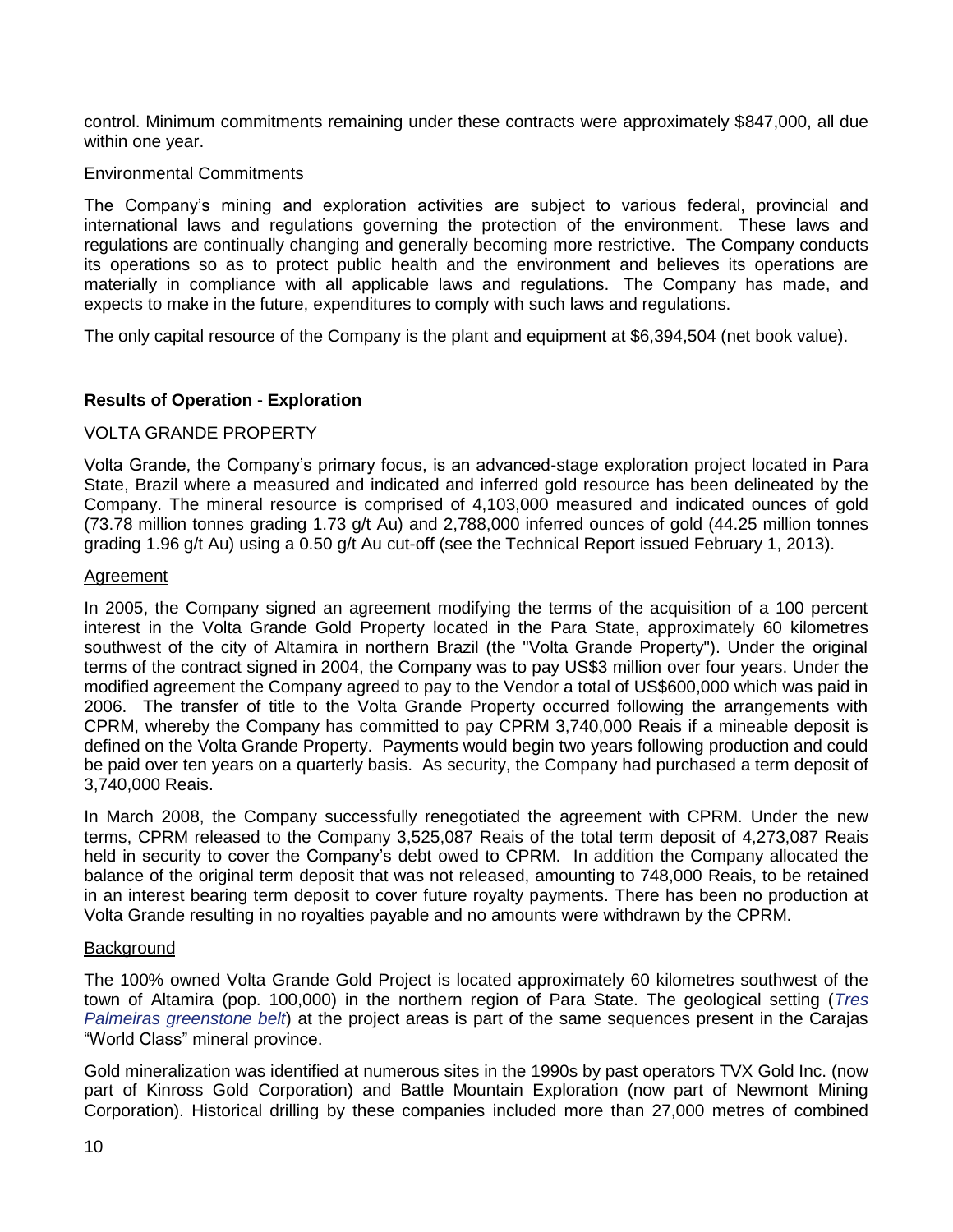control. Minimum commitments remaining under these contracts were approximately $847,000, all due within one year.

Environmental Commitments

The Company's mining and exploration activities are subject to various federal, provincial and international laws and regulations governing the protection of the environment. These laws and regulations are continually changing and generally becoming more restrictive. The Company conducts its operations so as to protect public health and the environment and believes its operations are materially in compliance with all applicable laws and regulations. The Company has made, and expects to make in the future, expenditures to comply with such laws and regulations.

The only capital resource of the Company is the plant and equipment at $6,394,504 (net book value).

## Results of Operation - Exploration

VOLTA GRANDE PROPERTY

Volta Grande, the Company's primary focus, is an advanced-stage exploration project located in Para State, Brazil where a measured and indicated and inferred gold resource has been delineated by the Company. The mineral resource is comprised of 4,103,000 measured and indicated ounces of gold (73.78 million tonnes grading 1.73 g/t Au) and 2,788,000 inferred ounces of gold (44.25 million tonnes grading 1.96 g/t Au) using a 0.50 g/t Au cut-off (see the Technical Report issued February 1, 2013).

Agreement

In 2005, the Company signed an agreement modifying the terms of the acquisition of a 100 percent interest in the Volta Grande Gold Property located in the Para State, approximately 60 kilometres southwest of the city of Altamira in northern Brazil (the "Volta Grande Property"). Under the original terms of the contract signed in 2004, the Company was to pay US$3 million over four years. Under the modified agreement the Company agreed to pay to the Vendor a total of US$600,000 which was paid in 2006. The transfer of title to the Volta Grande Property occurred following the arrangements with CPRM, whereby the Company has committed to pay CPRM 3,740,000 Reais if a mineable deposit is defined on the Volta Grande Property. Payments would begin two years following production and could be paid over ten years on a quarterly basis. As security, the Company had purchased a term deposit of 3,740,000 Reais.

In March 2008, the Company successfully renegotiated the agreement with CPRM. Under the new terms, CPRM released to the Company 3,525,087 Reais of the total term deposit of 4,273,087 Reais held in security to cover the Company's debt owed to CPRM. In addition the Company allocated the balance of the original term deposit that was not released, amounting to 748,000 Reais, to be retained in an interest bearing term deposit to cover future royalty payments. There has been no production at Volta Grande resulting in no royalties payable and no amounts were withdrawn by the CPRM.

Background

The 100% owned Volta Grande Gold Project is located approximately 60 kilometres southwest of the town of Altamira (pop. 100,000) in the northern region of Para State. The geological setting (*Tres Palmeiras greenstone belt*) at the project areas is part of the same sequences present in the Carajas "World Class" mineral province.

Gold mineralization was identified at numerous sites in the 1990s by past operators TVX Gold Inc. (now part of Kinross Gold Corporation) and Battle Mountain Exploration (now part of Newmont Mining Corporation). Historical drilling by these companies included more than 27,000 metres of combined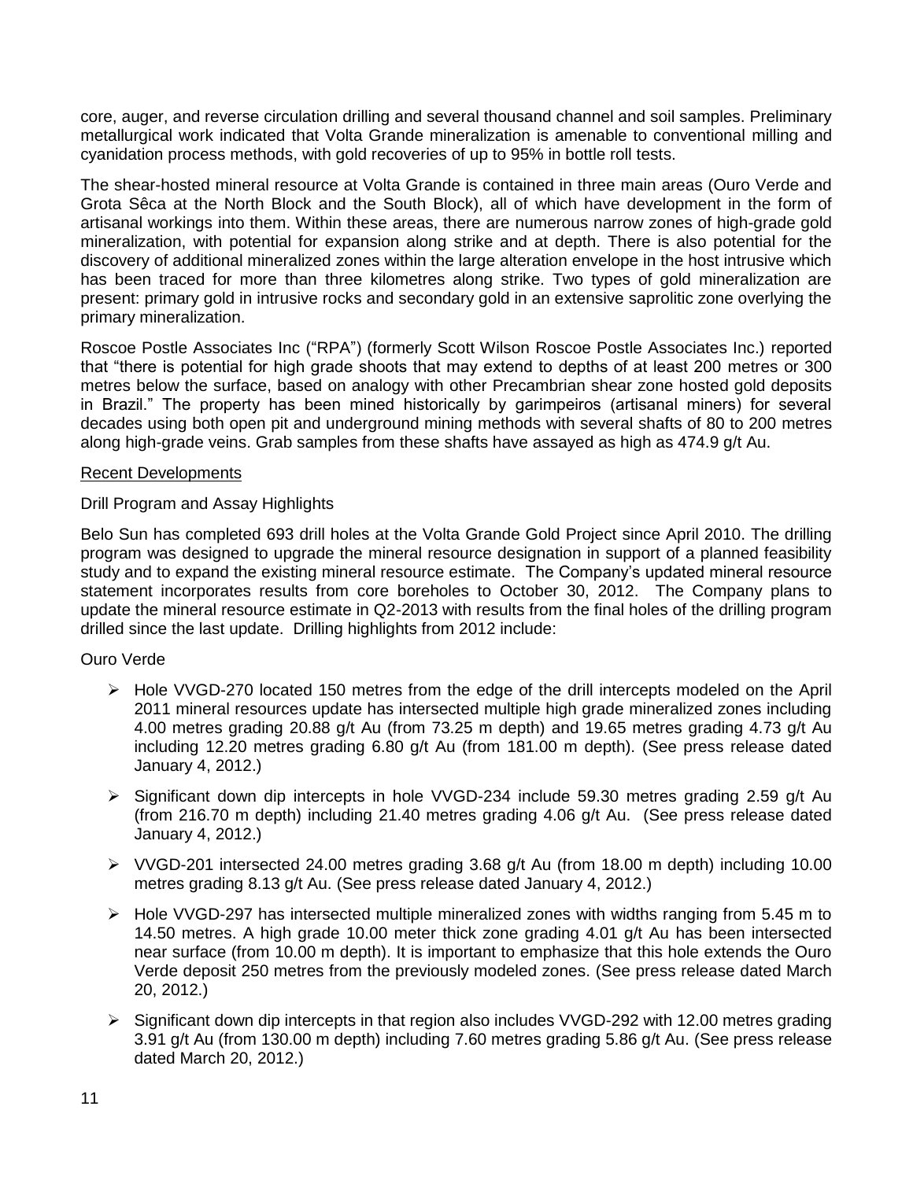core, auger, and reverse circulation drilling and several thousand channel and soil samples. Preliminary metallurgical work indicated that Volta Grande mineralization is amenable to conventional milling and cyanidation process methods, with gold recoveries of up to 95% in bottle roll tests.

The shear-hosted mineral resource at Volta Grande is contained in three main areas (Ouro Verde and Grota Sêca at the North Block and the South Block), all of which have development in the form of artisanal workings into them. Within these areas, there are numerous narrow zones of high-grade gold mineralization, with potential for expansion along strike and at depth. There is also potential for the discovery of additional mineralized zones within the large alteration envelope in the host intrusive which has been traced for more than three kilometres along strike. Two types of gold mineralization are present: primary gold in intrusive rocks and secondary gold in an extensive saprolitic zone overlying the primary mineralization.

Roscoe Postle Associates Inc ("RPA") (formerly Scott Wilson Roscoe Postle Associates Inc.) reported that "there is potential for high grade shoots that may extend to depths of at least 200 metres or 300 metres below the surface, based on analogy with other Precambrian shear zone hosted gold deposits in Brazil." The property has been mined historically by garimpeiros (artisanal miners) for several decades using both open pit and underground mining methods with several shafts of 80 to 200 metres along high-grade veins. Grab samples from these shafts have assayed as high as 474.9 g/t Au.

## Recent Developments

### Drill Program and Assay Highlights

Belo Sun has completed 693 drill holes at the Volta Grande Gold Project since April 2010. The drilling program was designed to upgrade the mineral resource designation in support of a planned feasibility study and to expand the existing mineral resource estimate. The Company's updated mineral resource statement incorporates results from core boreholes to October 30, 2012. The Company plans to update the mineral resource estimate in Q2-2013 with results from the final holes of the drilling program drilled since the last update. Drilling highlights from 2012 include:

#### Ouro Verde

- Hole VVGD-270 located 150 metres from the edge of the drill intercepts modeled on the April 2011 mineral resources update has intersected multiple high grade mineralized zones including 4.00 metres grading 20.88 g/t Au (from 73.25 m depth) and 19.65 metres grading 4.73 g/t Au including 12.20 metres grading 6.80 g/t Au (from 181.00 m depth). (See press release dated January 4, 2012.)
- Significant down dip intercepts in hole VVGD-234 include 59.30 metres grading 2.59 g/t Au (from 216.70 m depth) including 21.40 metres grading 4.06 g/t Au. (See press release dated January 4, 2012.)
- VVGD-201 intersected 24.00 metres grading 3.68 g/t Au (from 18.00 m depth) including 10.00 metres grading 8.13 g/t Au. (See press release dated January 4, 2012.)
- Hole VVGD-297 has intersected multiple mineralized zones with widths ranging from 5.45 m to 14.50 metres. A high grade 10.00 meter thick zone grading 4.01 g/t Au has been intersected near surface (from 10.00 m depth). It is important to emphasize that this hole extends the Ouro Verde deposit 250 metres from the previously modeled zones. (See press release dated March 20, 2012.)
- Significant down dip intercepts in that region also includes VVGD-292 with 12.00 metres grading 3.91 g/t Au (from 130.00 m depth) including 7.60 metres grading 5.86 g/t Au. (See press release dated March 20, 2012.)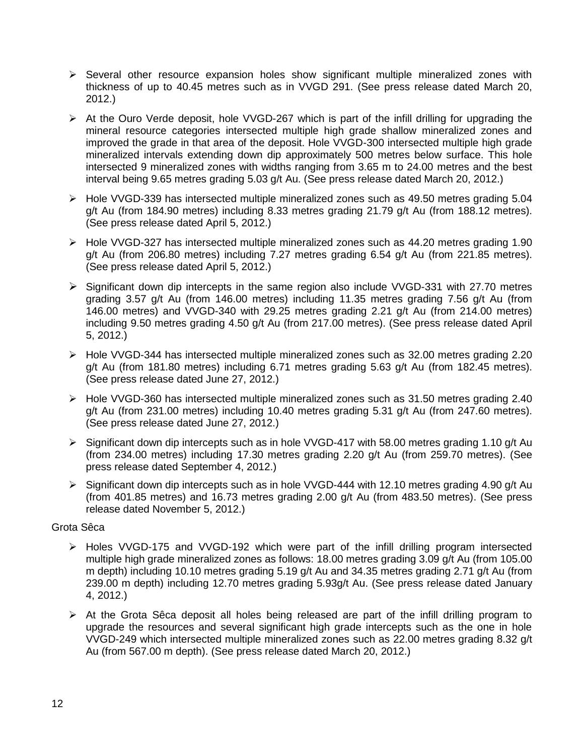- Several other resource expansion holes show significant multiple mineralized zones with thickness of up to 40.45 metres such as in VVGD 291. (See press release dated March 20, 2012.)

- At the Ouro Verde deposit, hole VVGD-267 which is part of the infill drilling for upgrading the mineral resource categories intersected multiple high grade shallow mineralized zones and improved the grade in that area of the deposit. Hole VVGD-300 intersected multiple high grade mineralized intervals extending down dip approximately 500 metres below surface. This hole intersected 9 mineralized zones with widths ranging from 3.65 m to 24.00 metres and the best interval being 9.65 metres grading 5.03 g/t Au. (See press release dated March 20, 2012.)

- Hole VVGD-339 has intersected multiple mineralized zones such as 49.50 metres grading 5.04 g/t Au (from 184.90 metres) including 8.33 metres grading 21.79 g/t Au (from 188.12 metres). (See press release dated April 5, 2012.)

- Hole VVGD-327 has intersected multiple mineralized zones such as 44.20 metres grading 1.90 g/t Au (from 206.80 metres) including 7.27 metres grading 6.54 g/t Au (from 221.85 metres). (See press release dated April 5, 2012.)

- Significant down dip intercepts in the same region also include VVGD-331 with 27.70 metres grading 3.57 g/t Au (from 146.00 metres) including 11.35 metres grading 7.56 g/t Au (from 146.00 metres) and VVGD-340 with 29.25 metres grading 2.21 g/t Au (from 214.00 metres) including 9.50 metres grading 4.50 g/t Au (from 217.00 metres). (See press release dated April 5, 2012.)

- Hole VVGD-344 has intersected multiple mineralized zones such as 32.00 metres grading 2.20 g/t Au (from 181.80 metres) including 6.71 metres grading 5.63 g/t Au (from 182.45 metres). (See press release dated June 27, 2012.)

- Hole VVGD-360 has intersected multiple mineralized zones such as 31.50 metres grading 2.40 g/t Au (from 231.00 metres) including 10.40 metres grading 5.31 g/t Au (from 247.60 metres). (See press release dated June 27, 2012.)

- Significant down dip intercepts such as in hole VVGD-417 with 58.00 metres grading 1.10 g/t Au (from 234.00 metres) including 17.30 metres grading 2.20 g/t Au (from 259.70 metres). (See press release dated September 4, 2012.)

- Significant down dip intercepts such as in hole VVGD-444 with 12.10 metres grading 4.90 g/t Au (from 401.85 metres) and 16.73 metres grading 2.00 g/t Au (from 483.50 metres). (See press release dated November 5, 2012.)

Grota Sêca

- Holes VVGD-175 and VVGD-192 which were part of the infill drilling program intersected multiple high grade mineralized zones as follows: 18.00 metres grading 3.09 g/t Au (from 105.00 m depth) including 10.10 metres grading 5.19 g/t Au and 34.35 metres grading 2.71 g/t Au (from 239.00 m depth) including 12.70 metres grading 5.93g/t Au. (See press release dated January 4, 2012.)

- At the Grota Sêca deposit all holes being released are part of the infill drilling program to upgrade the resources and several significant high grade intercepts such as the one in hole VVGD-249 which intersected multiple mineralized zones such as 22.00 metres grading 8.32 g/t Au (from 567.00 m depth). (See press release dated March 20, 2012.)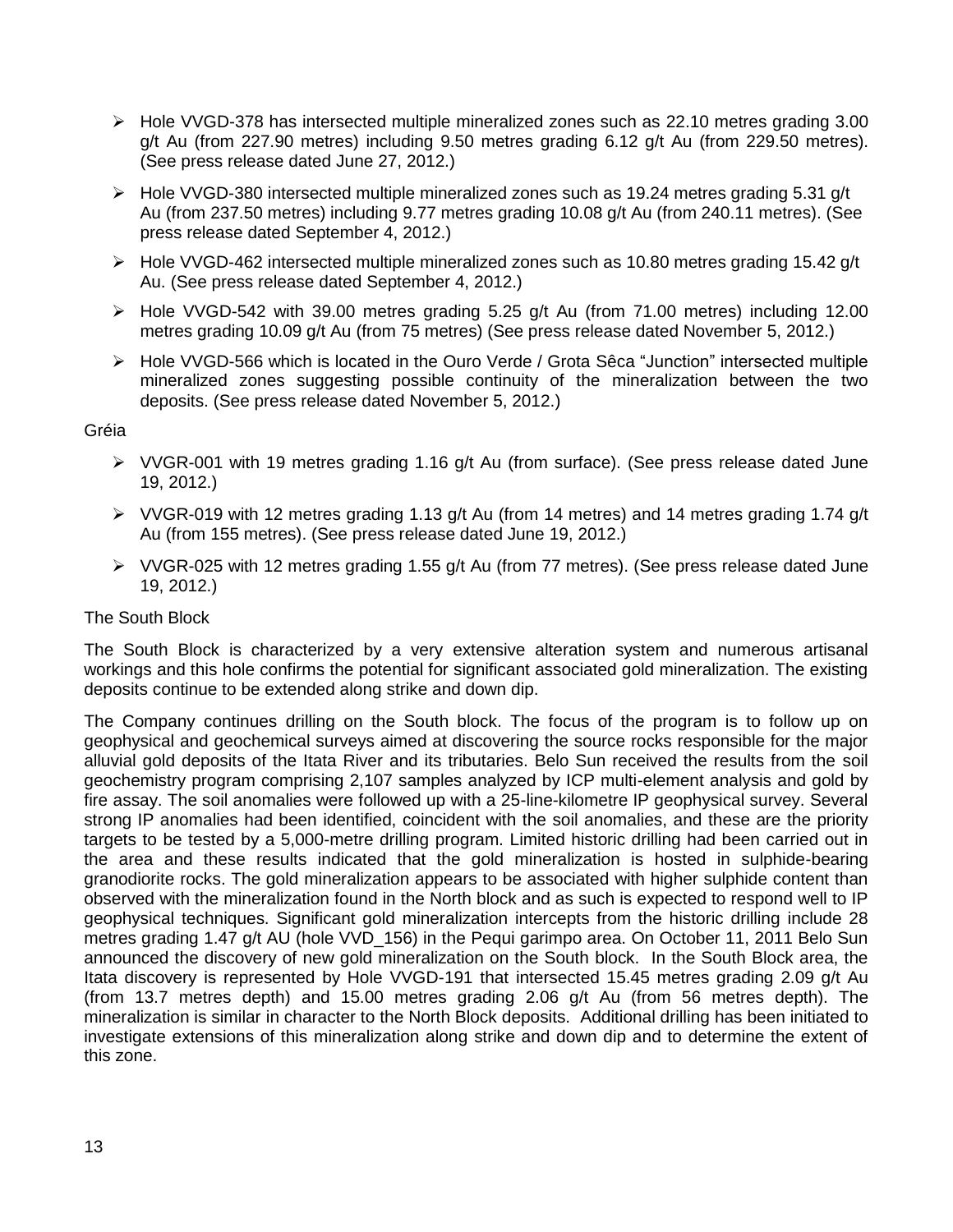- Hole VVGD-378 has intersected multiple mineralized zones such as 22.10 metres grading 3.00 g/t Au (from 227.90 metres) including 9.50 metres grading 6.12 g/t Au (from 229.50 metres). (See press release dated June 27, 2012.)
- Hole VVGD-380 intersected multiple mineralized zones such as 19.24 metres grading 5.31 g/t Au (from 237.50 metres) including 9.77 metres grading 10.08 g/t Au (from 240.11 metres). (See press release dated September 4, 2012.)
- Hole VVGD-462 intersected multiple mineralized zones such as 10.80 metres grading 15.42 g/t Au. (See press release dated September 4, 2012.)
- Hole VVGD-542 with 39.00 metres grading 5.25 g/t Au (from 71.00 metres) including 12.00 metres grading 10.09 g/t Au (from 75 metres) (See press release dated November 5, 2012.)
- Hole VVGD-566 which is located in the Ouro Verde / Grota Sêca "Junction" intersected multiple mineralized zones suggesting possible continuity of the mineralization between the two deposits. (See press release dated November 5, 2012.)

Gréia

- VVGR-001 with 19 metres grading 1.16 g/t Au (from surface). (See press release dated June 19, 2012.)
- VVGR-019 with 12 metres grading 1.13 g/t Au (from 14 metres) and 14 metres grading 1.74 g/t Au (from 155 metres). (See press release dated June 19, 2012.)
- VVGR-025 with 12 metres grading 1.55 g/t Au (from 77 metres). (See press release dated June 19, 2012.)

The South Block

The South Block is characterized by a very extensive alteration system and numerous artisanal workings and this hole confirms the potential for significant associated gold mineralization. The existing deposits continue to be extended along strike and down dip.

The Company continues drilling on the South block. The focus of the program is to follow up on geophysical and geochemical surveys aimed at discovering the source rocks responsible for the major alluvial gold deposits of the Itata River and its tributaries. Belo Sun received the results from the soil geochemistry program comprising 2,107 samples analyzed by ICP multi-element analysis and gold by fire assay. The soil anomalies were followed up with a 25-line-kilometre IP geophysical survey. Several strong IP anomalies had been identified, coincident with the soil anomalies, and these are the priority targets to be tested by a 5,000-metre drilling program. Limited historic drilling had been carried out in the area and these results indicated that the gold mineralization is hosted in sulphide-bearing granodiorite rocks. The gold mineralization appears to be associated with higher sulphide content than observed with the mineralization found in the North block and as such is expected to respond well to IP geophysical techniques. Significant gold mineralization intercepts from the historic drilling include 28 metres grading 1.47 g/t AU (hole VVD_156) in the Pequi garimpo area. On October 11, 2011 Belo Sun announced the discovery of new gold mineralization on the South block. In the South Block area, the Itata discovery is represented by Hole VVGD-191 that intersected 15.45 metres grading 2.09 g/t Au (from 13.7 metres depth) and 15.00 metres grading 2.06 g/t Au (from 56 metres depth). The mineralization is similar in character to the North Block deposits. Additional drilling has been initiated to investigate extensions of this mineralization along strike and down dip and to determine the extent of this zone.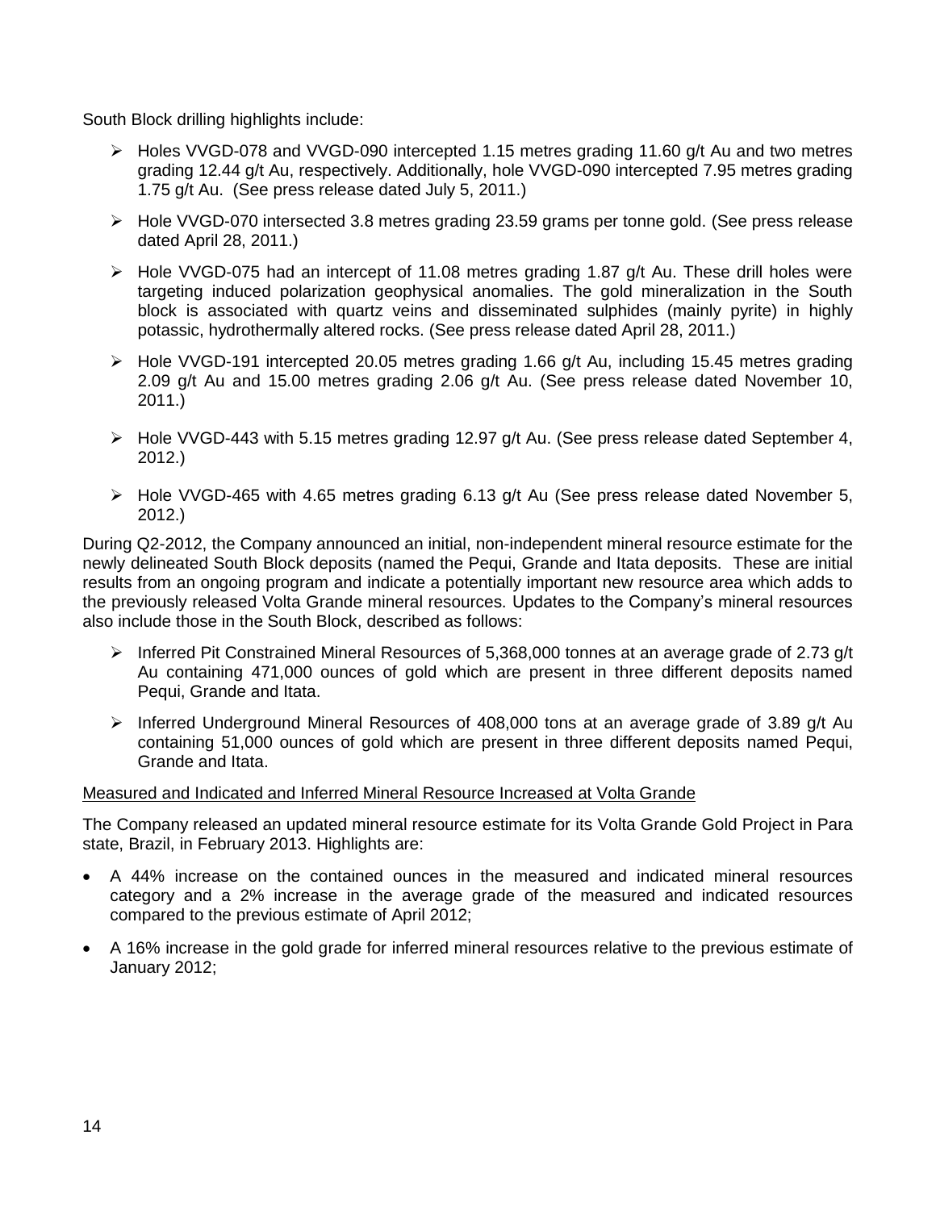South Block drilling highlights include:

- Holes VVGD-078 and VVGD-090 intercepted 1.15 metres grading 11.60 g/t Au and two metres grading 12.44 g/t Au, respectively. Additionally, hole VVGD-090 intercepted 7.95 metres grading 1.75 g/t Au. (See press release dated July 5, 2011.)
- Hole VVGD-070 intersected 3.8 metres grading 23.59 grams per tonne gold. (See press release dated April 28, 2011.)
- Hole VVGD-075 had an intercept of 11.08 metres grading 1.87 g/t Au. These drill holes were targeting induced polarization geophysical anomalies. The gold mineralization in the South block is associated with quartz veins and disseminated sulphides (mainly pyrite) in highly potassic, hydrothermally altered rocks. (See press release dated April 28, 2011.)
- Hole VVGD-191 intercepted 20.05 metres grading 1.66 g/t Au, including 15.45 metres grading 2.09 g/t Au and 15.00 metres grading 2.06 g/t Au. (See press release dated November 10, 2011.)
- Hole VVGD-443 with 5.15 metres grading 12.97 g/t Au. (See press release dated September 4, 2012.)
- Hole VVGD-465 with 4.65 metres grading 6.13 g/t Au (See press release dated November 5, 2012.)

During Q2-2012, the Company announced an initial, non-independent mineral resource estimate for the newly delineated South Block deposits (named the Pequi, Grande and Itata deposits. These are initial results from an ongoing program and indicate a potentially important new resource area which adds to the previously released Volta Grande mineral resources. Updates to the Company's mineral resources also include those in the South Block, described as follows:

- Inferred Pit Constrained Mineral Resources of 5,368,000 tonnes at an average grade of 2.73 g/t Au containing 471,000 ounces of gold which are present in three different deposits named Pequi, Grande and Itata.
- Inferred Underground Mineral Resources of 408,000 tons at an average grade of 3.89 g/t Au containing 51,000 ounces of gold which are present in three different deposits named Pequi, Grande and Itata.

Measured and Indicated and Inferred Mineral Resource Increased at Volta Grande

The Company released an updated mineral resource estimate for its Volta Grande Gold Project in Para state, Brazil, in February 2013. Highlights are:

- A 44% increase on the contained ounces in the measured and indicated mineral resources category and a 2% increase in the average grade of the measured and indicated resources compared to the previous estimate of April 2012;
- A 16% increase in the gold grade for inferred mineral resources relative to the previous estimate of January 2012;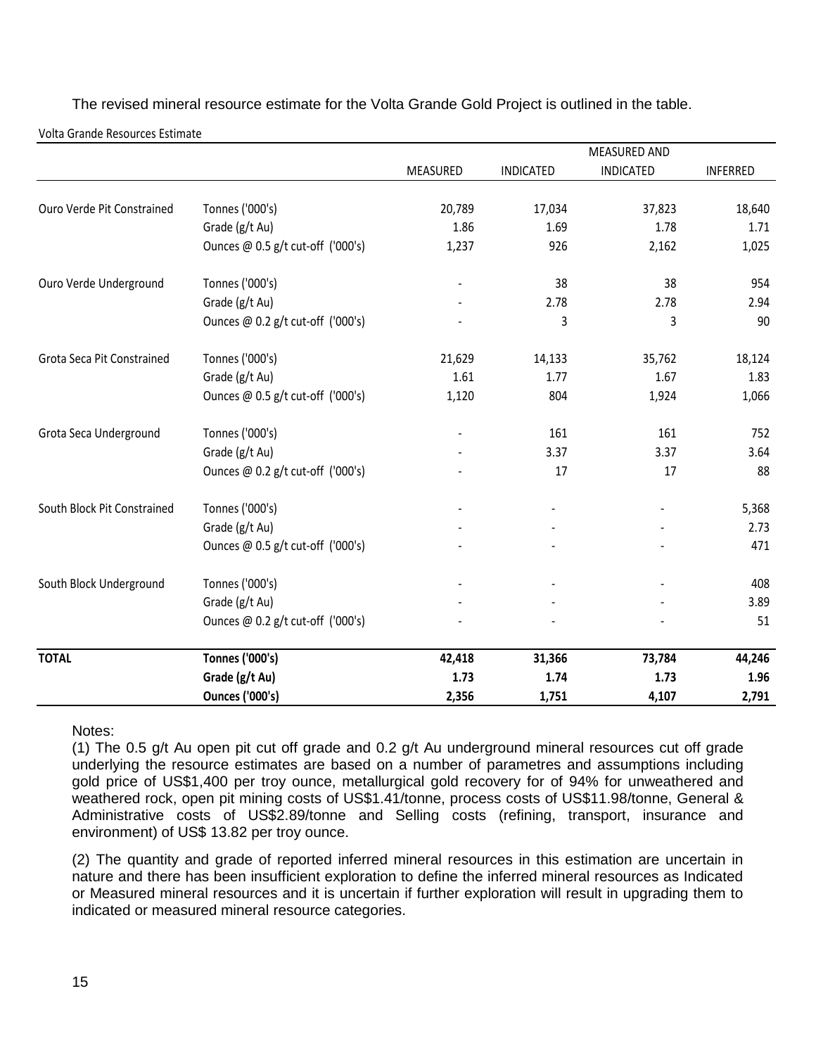The revised mineral resource estimate for the Volta Grande Gold Project is outlined in the table.

Volta Grande Resources Estimate

| | | MEASURED | INDICATED | MEASURED AND INDICATED | INFERRED |
|---|---|---|---|---|---|
| Ouro Verde Pit Constrained | Tonnes ('000's) | 20,789 | 17,034 | 37,823 | 18,640 |
| | Grade (g/t Au) | 1.86 | 1.69 | 1.78 | 1.71 |
| | Ounces @ 0.5 g/t cut-off ('000's) | 1,237 | 926 | 2,162 | 1,025 |
| Ouro Verde Underground | Tonnes ('000's) | - | 38 | 38 | 954 |
| | Grade (g/t Au) | - | 2.78 | 2.78 | 2.94 |
| | Ounces @ 0.2 g/t cut-off ('000's) | - | 3 | 3 | 90 |
| Grota Seca Pit Constrained | Tonnes ('000's) | 21,629 | 14,133 | 35,762 | 18,124 |
| | Grade (g/t Au) | 1.61 | 1.77 | 1.67 | 1.83 |
| | Ounces @ 0.5 g/t cut-off ('000's) | 1,120 | 804 | 1,924 | 1,066 |
| Grota Seca Underground | Tonnes ('000's) | - | 161 | 161 | 752 |
| | Grade (g/t Au) | - | 3.37 | 3.37 | 3.64 |
| | Ounces @ 0.2 g/t cut-off ('000's) | - | 17 | 17 | 88 |
| South Block Pit Constrained | Tonnes ('000's) | - | - | - | 5,368 |
| | Grade (g/t Au) | - | - | - | 2.73 |
| | Ounces @ 0.5 g/t cut-off ('000's) | - | - | - | 471 |
| South Block Underground | Tonnes ('000's) | - | - | - | 408 |
| | Grade (g/t Au) | - | - | - | 3.89 |
| | Ounces @ 0.2 g/t cut-off ('000's) | - | - | - | 51 |
| **TOTAL** | **Tonnes ('000's)** | **42,418** | **31,366** | **73,784** | **44,246** |
| | **Grade (g/t Au)** | **1.73** | **1.74** | **1.73** | **1.96** |
| | **Ounces ('000's)** | **2,356** | **1,751** | **4,107** | **2,791** |

Notes:

(1) The 0.5 g/t Au open pit cut off grade and 0.2 g/t Au underground mineral resources cut off grade underlying the resource estimates are based on a number of parametres and assumptions including gold price of US$1,400 per troy ounce, metallurgical gold recovery for of 94% for unweathered and weathered rock, open pit mining costs of US$1.41/tonne, process costs of US$11.98/tonne, General & Administrative costs of US$2.89/tonne and Selling costs (refining, transport, insurance and environment) of US$ 13.82 per troy ounce.

(2) The quantity and grade of reported inferred mineral resources in this estimation are uncertain in nature and there has been insufficient exploration to define the inferred mineral resources as Indicated or Measured mineral resources and it is uncertain if further exploration will result in upgrading them to indicated or measured mineral resource categories.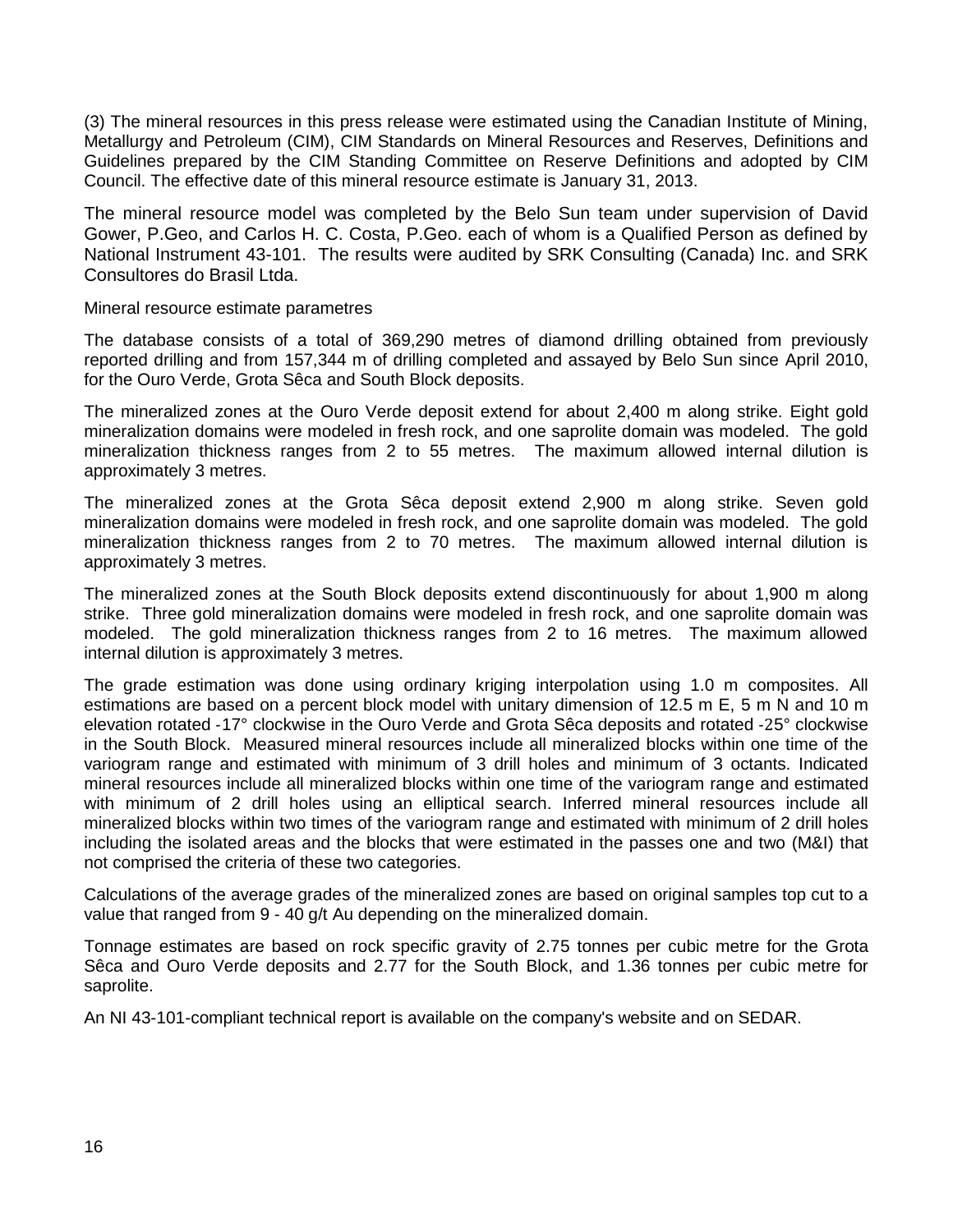(3) The mineral resources in this press release were estimated using the Canadian Institute of Mining, Metallurgy and Petroleum (CIM), CIM Standards on Mineral Resources and Reserves, Definitions and Guidelines prepared by the CIM Standing Committee on Reserve Definitions and adopted by CIM Council. The effective date of this mineral resource estimate is January 31, 2013.

The mineral resource model was completed by the Belo Sun team under supervision of David Gower, P.Geo, and Carlos H. C. Costa, P.Geo. each of whom is a Qualified Person as defined by National Instrument 43-101. The results were audited by SRK Consulting (Canada) Inc. and SRK Consultores do Brasil Ltda.

Mineral resource estimate parametres

The database consists of a total of 369,290 metres of diamond drilling obtained from previously reported drilling and from 157,344 m of drilling completed and assayed by Belo Sun since April 2010, for the Ouro Verde, Grota Sêca and South Block deposits.

The mineralized zones at the Ouro Verde deposit extend for about 2,400 m along strike. Eight gold mineralization domains were modeled in fresh rock, and one saprolite domain was modeled. The gold mineralization thickness ranges from 2 to 55 metres. The maximum allowed internal dilution is approximately 3 metres.

The mineralized zones at the Grota Sêca deposit extend 2,900 m along strike. Seven gold mineralization domains were modeled in fresh rock, and one saprolite domain was modeled. The gold mineralization thickness ranges from 2 to 70 metres. The maximum allowed internal dilution is approximately 3 metres.

The mineralized zones at the South Block deposits extend discontinuously for about 1,900 m along strike. Three gold mineralization domains were modeled in fresh rock, and one saprolite domain was modeled. The gold mineralization thickness ranges from 2 to 16 metres. The maximum allowed internal dilution is approximately 3 metres.

The grade estimation was done using ordinary kriging interpolation using 1.0 m composites. All estimations are based on a percent block model with unitary dimension of 12.5 m E, 5 m N and 10 m elevation rotated -17° clockwise in the Ouro Verde and Grota Sêca deposits and rotated -25° clockwise in the South Block. Measured mineral resources include all mineralized blocks within one time of the variogram range and estimated with minimum of 3 drill holes and minimum of 3 octants. Indicated mineral resources include all mineralized blocks within one time of the variogram range and estimated with minimum of 2 drill holes using an elliptical search. Inferred mineral resources include all mineralized blocks within two times of the variogram range and estimated with minimum of 2 drill holes including the isolated areas and the blocks that were estimated in the passes one and two (M&I) that not comprised the criteria of these two categories.

Calculations of the average grades of the mineralized zones are based on original samples top cut to a value that ranged from 9 - 40 g/t Au depending on the mineralized domain.

Tonnage estimates are based on rock specific gravity of 2.75 tonnes per cubic metre for the Grota Sêca and Ouro Verde deposits and 2.77 for the South Block, and 1.36 tonnes per cubic metre for saprolite.

An NI 43-101-compliant technical report is available on the company's website and on SEDAR.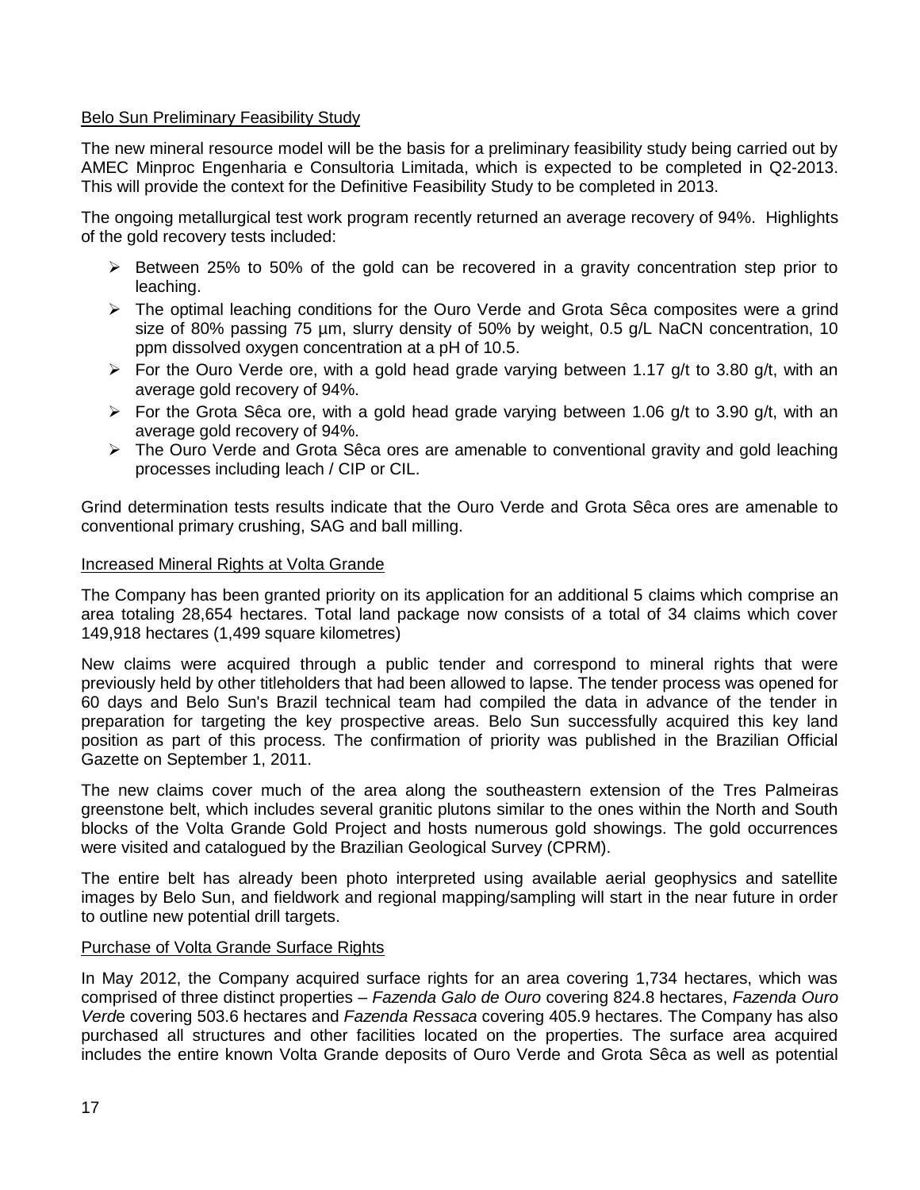## Belo Sun Preliminary Feasibility Study

The new mineral resource model will be the basis for a preliminary feasibility study being carried out by AMEC Minproc Engenharia e Consultoria Limitada, which is expected to be completed in Q2-2013. This will provide the context for the Definitive Feasibility Study to be completed in 2013.

The ongoing metallurgical test work program recently returned an average recovery of 94%. Highlights of the gold recovery tests included:

- Between 25% to 50% of the gold can be recovered in a gravity concentration step prior to leaching.
- The optimal leaching conditions for the Ouro Verde and Grota Sêca composites were a grind size of 80% passing 75 µm, slurry density of 50% by weight, 0.5 g/L NaCN concentration, 10 ppm dissolved oxygen concentration at a pH of 10.5.
- For the Ouro Verde ore, with a gold head grade varying between 1.17 g/t to 3.80 g/t, with an average gold recovery of 94%.
- For the Grota Sêca ore, with a gold head grade varying between 1.06 g/t to 3.90 g/t, with an average gold recovery of 94%.
- The Ouro Verde and Grota Sêca ores are amenable to conventional gravity and gold leaching processes including leach / CIP or CIL.

Grind determination tests results indicate that the Ouro Verde and Grota Sêca ores are amenable to conventional primary crushing, SAG and ball milling.

## Increased Mineral Rights at Volta Grande

The Company has been granted priority on its application for an additional 5 claims which comprise an area totaling 28,654 hectares. Total land package now consists of a total of 34 claims which cover 149,918 hectares (1,499 square kilometres)

New claims were acquired through a public tender and correspond to mineral rights that were previously held by other titleholders that had been allowed to lapse. The tender process was opened for 60 days and Belo Sun's Brazil technical team had compiled the data in advance of the tender in preparation for targeting the key prospective areas. Belo Sun successfully acquired this key land position as part of this process. The confirmation of priority was published in the Brazilian Official Gazette on September 1, 2011.

The new claims cover much of the area along the southeastern extension of the Tres Palmeiras greenstone belt, which includes several granitic plutons similar to the ones within the North and South blocks of the Volta Grande Gold Project and hosts numerous gold showings. The gold occurrences were visited and catalogued by the Brazilian Geological Survey (CPRM).

The entire belt has already been photo interpreted using available aerial geophysics and satellite images by Belo Sun, and fieldwork and regional mapping/sampling will start in the near future in order to outline new potential drill targets.

## Purchase of Volta Grande Surface Rights

In May 2012, the Company acquired surface rights for an area covering 1,734 hectares, which was comprised of three distinct properties – *Fazenda Galo de Ouro* covering 824.8 hectares, *Fazenda Ouro Verde* covering 503.6 hectares and *Fazenda Ressaca* covering 405.9 hectares. The Company has also purchased all structures and other facilities located on the properties. The surface area acquired includes the entire known Volta Grande deposits of Ouro Verde and Grota Sêca as well as potential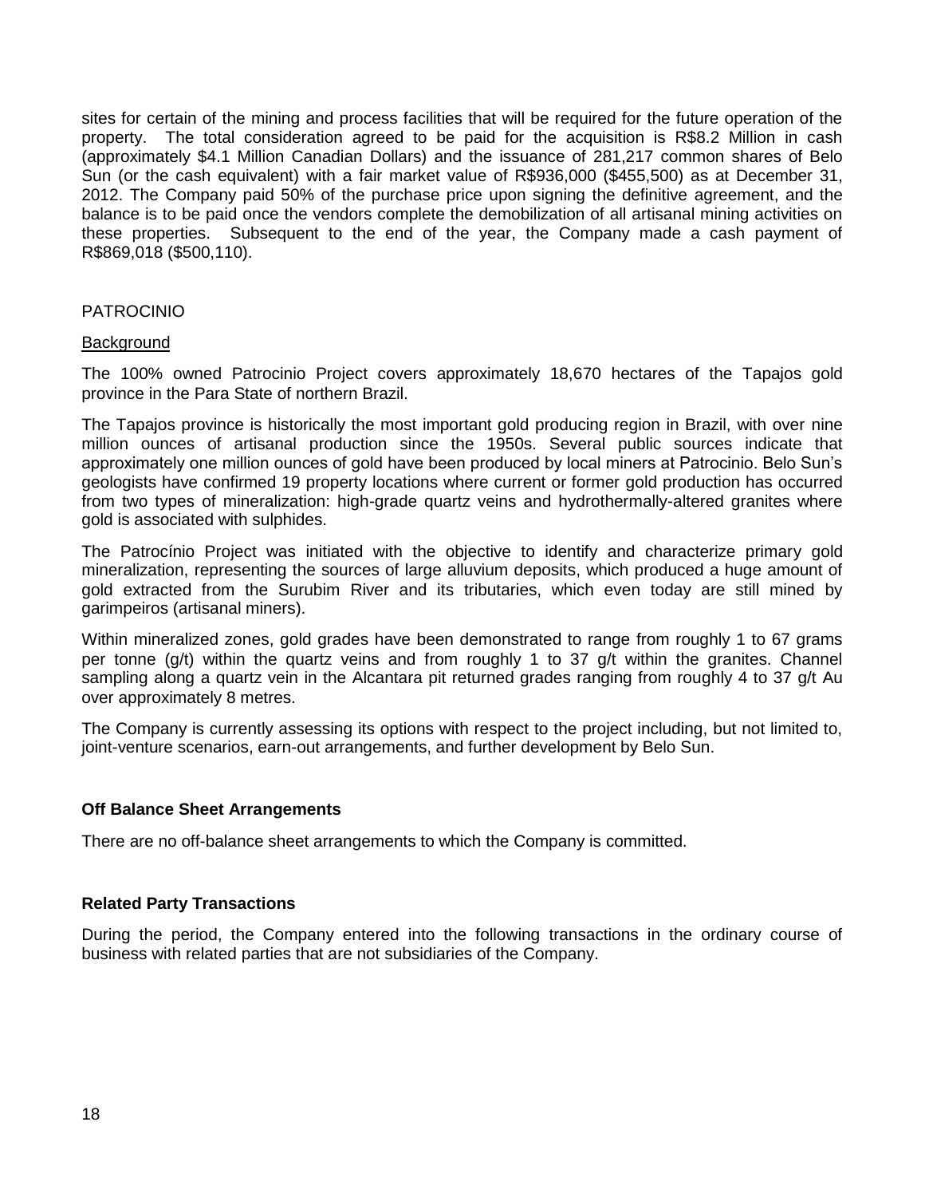sites for certain of the mining and process facilities that will be required for the future operation of the property. The total consideration agreed to be paid for the acquisition is R$8.2 Million in cash (approximately $4.1 Million Canadian Dollars) and the issuance of 281,217 common shares of Belo Sun (or the cash equivalent) with a fair market value of R$936,000 ($455,500) as at December 31, 2012. The Company paid 50% of the purchase price upon signing the definitive agreement, and the balance is to be paid once the vendors complete the demobilization of all artisanal mining activities on these properties. Subsequent to the end of the year, the Company made a cash payment of R$869,018 ($500,110).

PATROCINIO

Background

The 100% owned Patrocinio Project covers approximately 18,670 hectares of the Tapajos gold province in the Para State of northern Brazil.

The Tapajos province is historically the most important gold producing region in Brazil, with over nine million ounces of artisanal production since the 1950s. Several public sources indicate that approximately one million ounces of gold have been produced by local miners at Patrocinio. Belo Sun's geologists have confirmed 19 property locations where current or former gold production has occurred from two types of mineralization: high-grade quartz veins and hydrothermally-altered granites where gold is associated with sulphides.

The Patrocínio Project was initiated with the objective to identify and characterize primary gold mineralization, representing the sources of large alluvium deposits, which produced a huge amount of gold extracted from the Surubim River and its tributaries, which even today are still mined by garimpeiros (artisanal miners).

Within mineralized zones, gold grades have been demonstrated to range from roughly 1 to 67 grams per tonne (g/t) within the quartz veins and from roughly 1 to 37 g/t within the granites. Channel sampling along a quartz vein in the Alcantara pit returned grades ranging from roughly 4 to 37 g/t Au over approximately 8 metres.

The Company is currently assessing its options with respect to the project including, but not limited to, joint-venture scenarios, earn-out arrangements, and further development by Belo Sun.

**Off Balance Sheet Arrangements**

There are no off-balance sheet arrangements to which the Company is committed.

**Related Party Transactions**

During the period, the Company entered into the following transactions in the ordinary course of business with related parties that are not subsidiaries of the Company.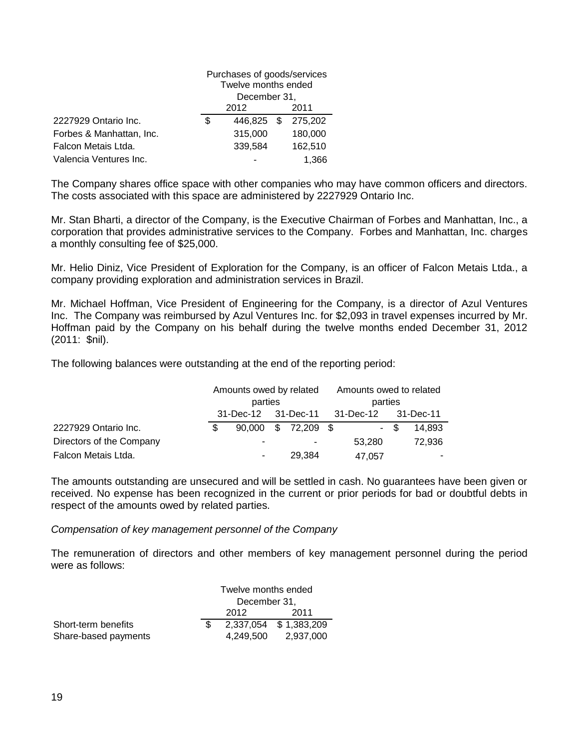| | Purchases of goods/services Twelve months ended December 31, | |
|---|---|---|
| | 2012 | 2011 |
| 2227929 Ontario Inc. | $ 446,825 | $ 275,202 |
| Forbes & Manhattan, Inc. | 315,000 | 180,000 |
| Falcon Metais Ltda. | 339,584 | 162,510 |
| Valencia Ventures Inc. | - | 1,366 |

The Company shares office space with other companies who may have common officers and directors. The costs associated with this space are administered by 2227929 Ontario Inc.

Mr. Stan Bharti, a director of the Company, is the Executive Chairman of Forbes and Manhattan, Inc., a corporation that provides administrative services to the Company. Forbes and Manhattan, Inc. charges a monthly consulting fee of $25,000.

Mr. Helio Diniz, Vice President of Exploration for the Company, is an officer of Falcon Metais Ltda., a company providing exploration and administration services in Brazil.

Mr. Michael Hoffman, Vice President of Engineering for the Company, is a director of Azul Ventures Inc. The Company was reimbursed by Azul Ventures Inc. for $2,093 in travel expenses incurred by Mr. Hoffman paid by the Company on his behalf during the twelve months ended December 31, 2012 (2011: $nil).

The following balances were outstanding at the end of the reporting period:

| | Amounts owed by related parties | | Amounts owed to related parties | |
|---|---|---|---|---|
| | 31-Dec-12 | 31-Dec-11 | 31-Dec-12 | 31-Dec-11 |
| 2227929 Ontario Inc. | $ 90,000 | $ 72,209 | $ - | $ 14,893 |
| Directors of the Company | - | - | 53,280 | 72,936 |
| Falcon Metais Ltda. | - | 29,384 | 47,057 | - |

The amounts outstanding are unsecured and will be settled in cash. No guarantees have been given or received. No expense has been recognized in the current or prior periods for bad or doubtful debts in respect of the amounts owed by related parties.

*Compensation of key management personnel of the Company*

The remuneration of directors and other members of key management personnel during the period were as follows:

| | Twelve months ended December 31, | |
|---|---|---|
| | 2012 | 2011 |
| Short-term benefits | $ 2,337,054 | $ 1,383,209 |
| Share-based payments | 4,249,500 | 2,937,000 |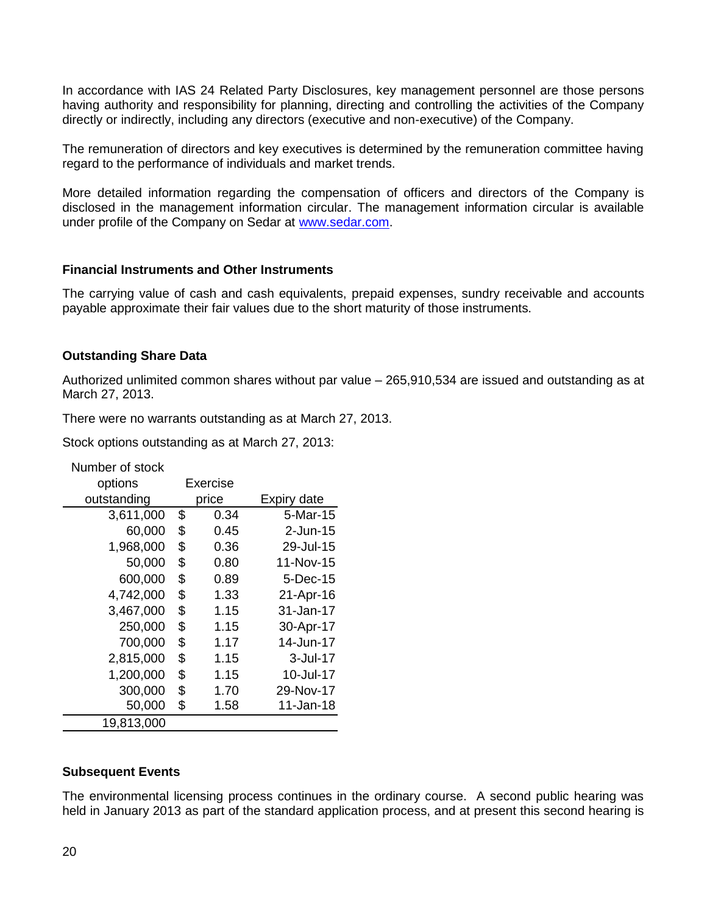In accordance with IAS 24 Related Party Disclosures, key management personnel are those persons having authority and responsibility for planning, directing and controlling the activities of the Company directly or indirectly, including any directors (executive and non-executive) of the Company.

The remuneration of directors and key executives is determined by the remuneration committee having regard to the performance of individuals and market trends.

More detailed information regarding the compensation of officers and directors of the Company is disclosed in the management information circular. The management information circular is available under profile of the Company on Sedar at [www.sedar.com](http://www.sedar.com).

**Financial Instruments and Other Instruments**

The carrying value of cash and cash equivalents, prepaid expenses, sundry receivable and accounts payable approximate their fair values due to the short maturity of those instruments.

**Outstanding Share Data**

Authorized unlimited common shares without par value – 265,910,534 are issued and outstanding as at March 27, 2013.

There were no warrants outstanding as at March 27, 2013.

Stock options outstanding as at March 27, 2013:

| Number of stock options outstanding | Exercise price | Expiry date |
|---|---|---|
| 3,611,000 | $ 0.34 | 5-Mar-15 |
| 60,000 | $ 0.45 | 2-Jun-15 |
| 1,968,000 | $ 0.36 | 29-Jul-15 |
| 50,000 | $ 0.80 | 11-Nov-15 |
| 600,000 | $ 0.89 | 5-Dec-15 |
| 4,742,000 | $ 1.33 | 21-Apr-16 |
| 3,467,000 | $ 1.15 | 31-Jan-17 |
| 250,000 | $ 1.15 | 30-Apr-17 |
| 700,000 | $ 1.17 | 14-Jun-17 |
| 2,815,000 | $ 1.15 | 3-Jul-17 |
| 1,200,000 | $ 1.15 | 10-Jul-17 |
| 300,000 | $ 1.70 | 29-Nov-17 |
| 50,000 | $ 1.58 | 11-Jan-18 |
| 19,813,000 | | |

**Subsequent Events**

The environmental licensing process continues in the ordinary course. A second public hearing was held in January 2013 as part of the standard application process, and at present this second hearing is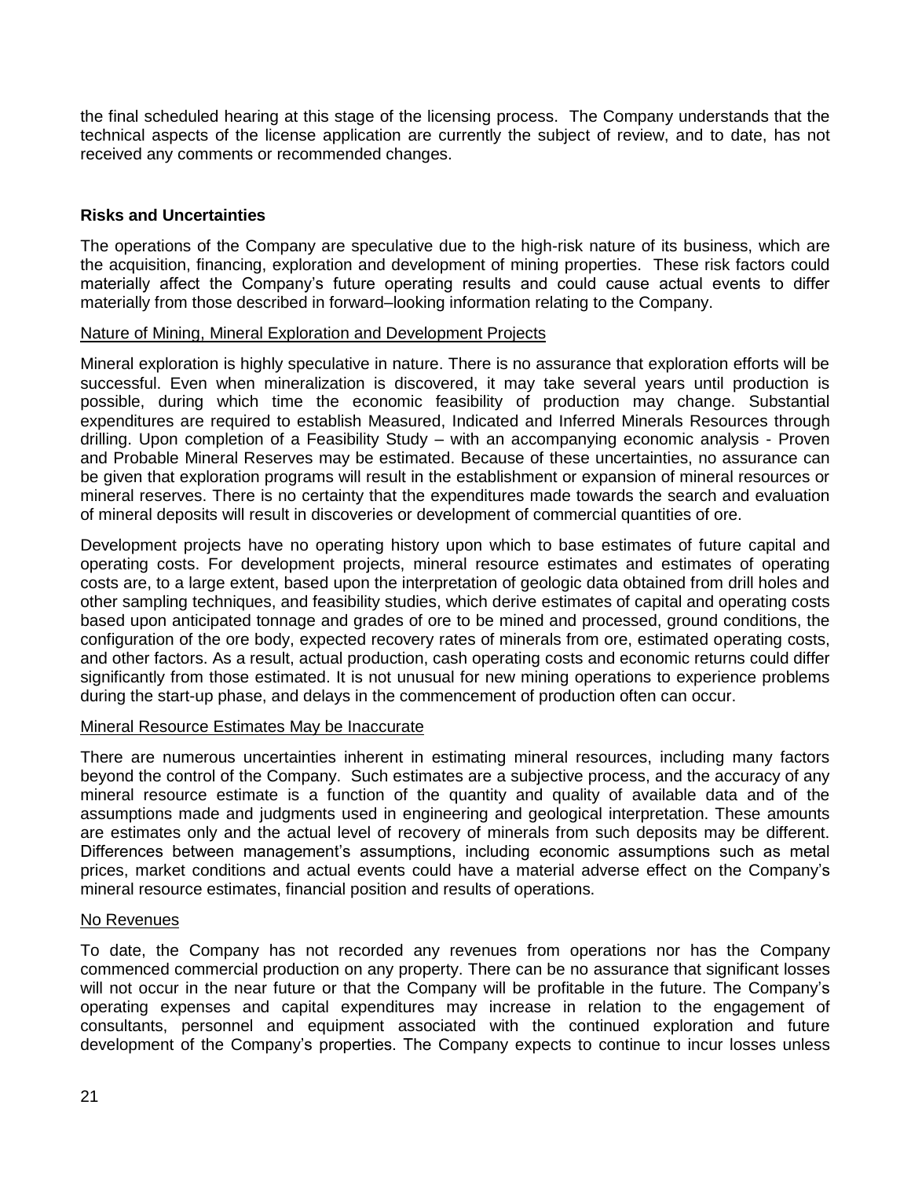the final scheduled hearing at this stage of the licensing process. The Company understands that the technical aspects of the license application are currently the subject of review, and to date, has not received any comments or recommended changes.

## Risks and Uncertainties

The operations of the Company are speculative due to the high-risk nature of its business, which are the acquisition, financing, exploration and development of mining properties. These risk factors could materially affect the Company's future operating results and could cause actual events to differ materially from those described in forward–looking information relating to the Company.

### Nature of Mining, Mineral Exploration and Development Projects

Mineral exploration is highly speculative in nature. There is no assurance that exploration efforts will be successful. Even when mineralization is discovered, it may take several years until production is possible, during which time the economic feasibility of production may change. Substantial expenditures are required to establish Measured, Indicated and Inferred Minerals Resources through drilling. Upon completion of a Feasibility Study – with an accompanying economic analysis - Proven and Probable Mineral Reserves may be estimated. Because of these uncertainties, no assurance can be given that exploration programs will result in the establishment or expansion of mineral resources or mineral reserves. There is no certainty that the expenditures made towards the search and evaluation of mineral deposits will result in discoveries or development of commercial quantities of ore.

Development projects have no operating history upon which to base estimates of future capital and operating costs. For development projects, mineral resource estimates and estimates of operating costs are, to a large extent, based upon the interpretation of geologic data obtained from drill holes and other sampling techniques, and feasibility studies, which derive estimates of capital and operating costs based upon anticipated tonnage and grades of ore to be mined and processed, ground conditions, the configuration of the ore body, expected recovery rates of minerals from ore, estimated operating costs, and other factors. As a result, actual production, cash operating costs and economic returns could differ significantly from those estimated. It is not unusual for new mining operations to experience problems during the start-up phase, and delays in the commencement of production often can occur.

### Mineral Resource Estimates May be Inaccurate

There are numerous uncertainties inherent in estimating mineral resources, including many factors beyond the control of the Company. Such estimates are a subjective process, and the accuracy of any mineral resource estimate is a function of the quantity and quality of available data and of the assumptions made and judgments used in engineering and geological interpretation. These amounts are estimates only and the actual level of recovery of minerals from such deposits may be different. Differences between management's assumptions, including economic assumptions such as metal prices, market conditions and actual events could have a material adverse effect on the Company's mineral resource estimates, financial position and results of operations.

### No Revenues

To date, the Company has not recorded any revenues from operations nor has the Company commenced commercial production on any property. There can be no assurance that significant losses will not occur in the near future or that the Company will be profitable in the future. The Company's operating expenses and capital expenditures may increase in relation to the engagement of consultants, personnel and equipment associated with the continued exploration and future development of the Company's properties. The Company expects to continue to incur losses unless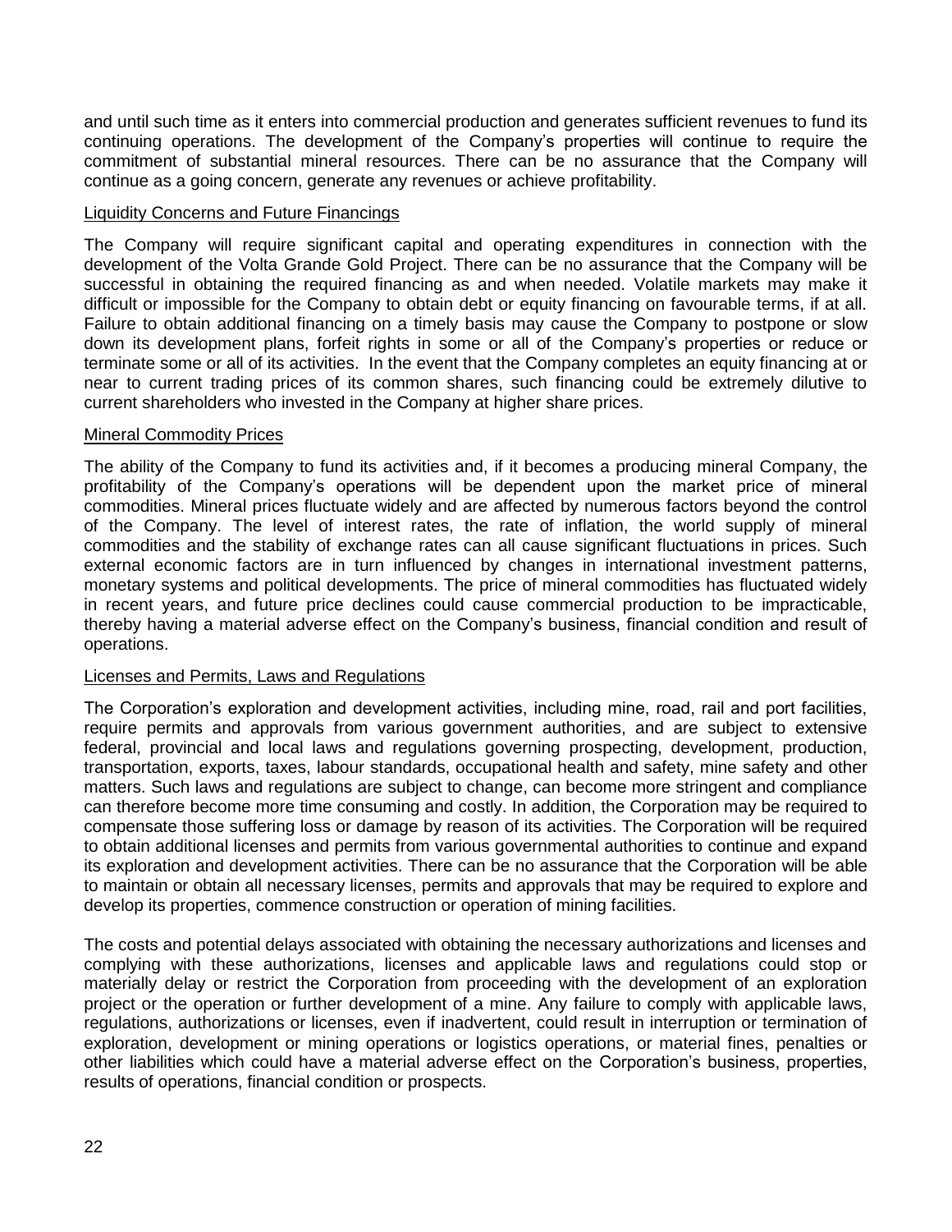and until such time as it enters into commercial production and generates sufficient revenues to fund its continuing operations. The development of the Company's properties will continue to require the commitment of substantial mineral resources. There can be no assurance that the Company will continue as a going concern, generate any revenues or achieve profitability.

#### Liquidity Concerns and Future Financings

The Company will require significant capital and operating expenditures in connection with the development of the Volta Grande Gold Project. There can be no assurance that the Company will be successful in obtaining the required financing as and when needed. Volatile markets may make it difficult or impossible for the Company to obtain debt or equity financing on favourable terms, if at all. Failure to obtain additional financing on a timely basis may cause the Company to postpone or slow down its development plans, forfeit rights in some or all of the Company's properties or reduce or terminate some or all of its activities. In the event that the Company completes an equity financing at or near to current trading prices of its common shares, such financing could be extremely dilutive to current shareholders who invested in the Company at higher share prices.

#### Mineral Commodity Prices

The ability of the Company to fund its activities and, if it becomes a producing mineral Company, the profitability of the Company's operations will be dependent upon the market price of mineral commodities. Mineral prices fluctuate widely and are affected by numerous factors beyond the control of the Company. The level of interest rates, the rate of inflation, the world supply of mineral commodities and the stability of exchange rates can all cause significant fluctuations in prices. Such external economic factors are in turn influenced by changes in international investment patterns, monetary systems and political developments. The price of mineral commodities has fluctuated widely in recent years, and future price declines could cause commercial production to be impracticable, thereby having a material adverse effect on the Company's business, financial condition and result of operations.

#### Licenses and Permits, Laws and Regulations

The Corporation's exploration and development activities, including mine, road, rail and port facilities, require permits and approvals from various government authorities, and are subject to extensive federal, provincial and local laws and regulations governing prospecting, development, production, transportation, exports, taxes, labour standards, occupational health and safety, mine safety and other matters. Such laws and regulations are subject to change, can become more stringent and compliance can therefore become more time consuming and costly. In addition, the Corporation may be required to compensate those suffering loss or damage by reason of its activities. The Corporation will be required to obtain additional licenses and permits from various governmental authorities to continue and expand its exploration and development activities. There can be no assurance that the Corporation will be able to maintain or obtain all necessary licenses, permits and approvals that may be required to explore and develop its properties, commence construction or operation of mining facilities.

The costs and potential delays associated with obtaining the necessary authorizations and licenses and complying with these authorizations, licenses and applicable laws and regulations could stop or materially delay or restrict the Corporation from proceeding with the development of an exploration project or the operation or further development of a mine. Any failure to comply with applicable laws, regulations, authorizations or licenses, even if inadvertent, could result in interruption or termination of exploration, development or mining operations or logistics operations, or material fines, penalties or other liabilities which could have a material adverse effect on the Corporation's business, properties, results of operations, financial condition or prospects.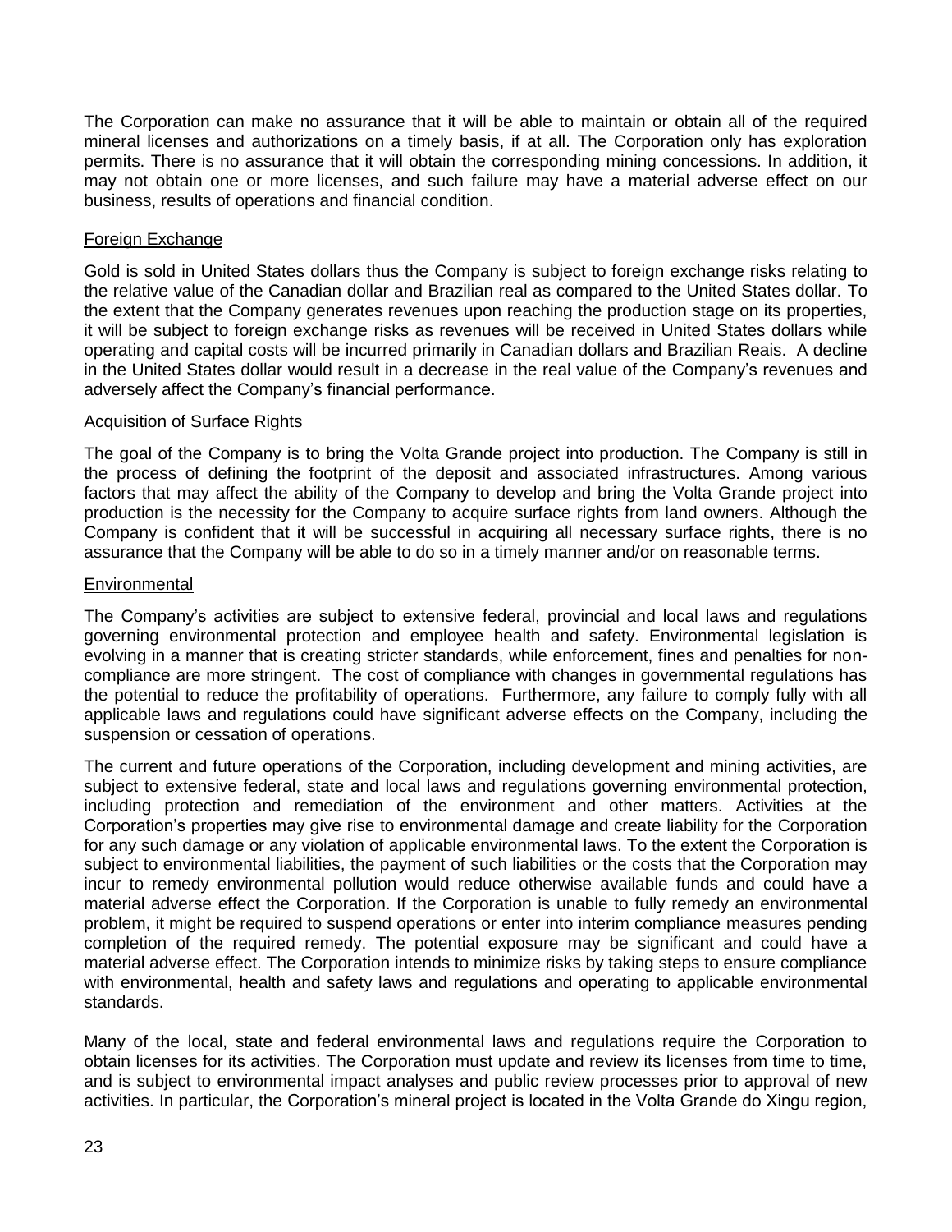The Corporation can make no assurance that it will be able to maintain or obtain all of the required mineral licenses and authorizations on a timely basis, if at all. The Corporation only has exploration permits. There is no assurance that it will obtain the corresponding mining concessions. In addition, it may not obtain one or more licenses, and such failure may have a material adverse effect on our business, results of operations and financial condition.

### Foreign Exchange

Gold is sold in United States dollars thus the Company is subject to foreign exchange risks relating to the relative value of the Canadian dollar and Brazilian real as compared to the United States dollar. To the extent that the Company generates revenues upon reaching the production stage on its properties, it will be subject to foreign exchange risks as revenues will be received in United States dollars while operating and capital costs will be incurred primarily in Canadian dollars and Brazilian Reais. A decline in the United States dollar would result in a decrease in the real value of the Company's revenues and adversely affect the Company's financial performance.

### Acquisition of Surface Rights

The goal of the Company is to bring the Volta Grande project into production. The Company is still in the process of defining the footprint of the deposit and associated infrastructures. Among various factors that may affect the ability of the Company to develop and bring the Volta Grande project into production is the necessity for the Company to acquire surface rights from land owners. Although the Company is confident that it will be successful in acquiring all necessary surface rights, there is no assurance that the Company will be able to do so in a timely manner and/or on reasonable terms.

### Environmental

The Company's activities are subject to extensive federal, provincial and local laws and regulations governing environmental protection and employee health and safety. Environmental legislation is evolving in a manner that is creating stricter standards, while enforcement, fines and penalties for non-compliance are more stringent. The cost of compliance with changes in governmental regulations has the potential to reduce the profitability of operations. Furthermore, any failure to comply fully with all applicable laws and regulations could have significant adverse effects on the Company, including the suspension or cessation of operations.

The current and future operations of the Corporation, including development and mining activities, are subject to extensive federal, state and local laws and regulations governing environmental protection, including protection and remediation of the environment and other matters. Activities at the Corporation's properties may give rise to environmental damage and create liability for the Corporation for any such damage or any violation of applicable environmental laws. To the extent the Corporation is subject to environmental liabilities, the payment of such liabilities or the costs that the Corporation may incur to remedy environmental pollution would reduce otherwise available funds and could have a material adverse effect the Corporation. If the Corporation is unable to fully remedy an environmental problem, it might be required to suspend operations or enter into interim compliance measures pending completion of the required remedy. The potential exposure may be significant and could have a material adverse effect. The Corporation intends to minimize risks by taking steps to ensure compliance with environmental, health and safety laws and regulations and operating to applicable environmental standards.

Many of the local, state and federal environmental laws and regulations require the Corporation to obtain licenses for its activities. The Corporation must update and review its licenses from time to time, and is subject to environmental impact analyses and public review processes prior to approval of new activities. In particular, the Corporation's mineral project is located in the Volta Grande do Xingu region,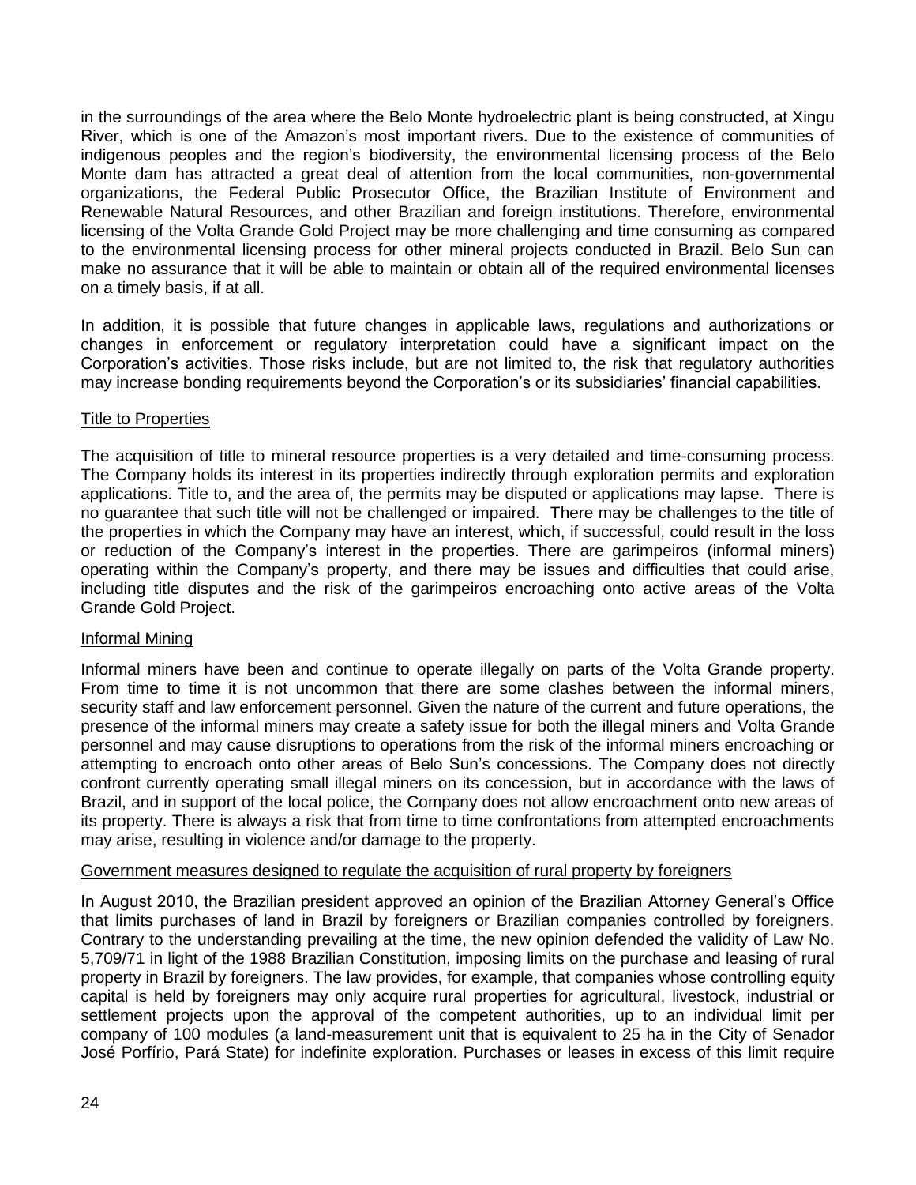in the surroundings of the area where the Belo Monte hydroelectric plant is being constructed, at Xingu River, which is one of the Amazon's most important rivers. Due to the existence of communities of indigenous peoples and the region's biodiversity, the environmental licensing process of the Belo Monte dam has attracted a great deal of attention from the local communities, non-governmental organizations, the Federal Public Prosecutor Office, the Brazilian Institute of Environment and Renewable Natural Resources, and other Brazilian and foreign institutions. Therefore, environmental licensing of the Volta Grande Gold Project may be more challenging and time consuming as compared to the environmental licensing process for other mineral projects conducted in Brazil. Belo Sun can make no assurance that it will be able to maintain or obtain all of the required environmental licenses on a timely basis, if at all.

In addition, it is possible that future changes in applicable laws, regulations and authorizations or changes in enforcement or regulatory interpretation could have a significant impact on the Corporation's activities. Those risks include, but are not limited to, the risk that regulatory authorities may increase bonding requirements beyond the Corporation's or its subsidiaries' financial capabilities.

### Title to Properties

The acquisition of title to mineral resource properties is a very detailed and time-consuming process. The Company holds its interest in its properties indirectly through exploration permits and exploration applications. Title to, and the area of, the permits may be disputed or applications may lapse. There is no guarantee that such title will not be challenged or impaired. There may be challenges to the title of the properties in which the Company may have an interest, which, if successful, could result in the loss or reduction of the Company's interest in the properties. There are garimpeiros (informal miners) operating within the Company's property, and there may be issues and difficulties that could arise, including title disputes and the risk of the garimpeiros encroaching onto active areas of the Volta Grande Gold Project.

### Informal Mining

Informal miners have been and continue to operate illegally on parts of the Volta Grande property. From time to time it is not uncommon that there are some clashes between the informal miners, security staff and law enforcement personnel. Given the nature of the current and future operations, the presence of the informal miners may create a safety issue for both the illegal miners and Volta Grande personnel and may cause disruptions to operations from the risk of the informal miners encroaching or attempting to encroach onto other areas of Belo Sun's concessions. The Company does not directly confront currently operating small illegal miners on its concession, but in accordance with the laws of Brazil, and in support of the local police, the Company does not allow encroachment onto new areas of its property. There is always a risk that from time to time confrontations from attempted encroachments may arise, resulting in violence and/or damage to the property.

### Government measures designed to regulate the acquisition of rural property by foreigners

In August 2010, the Brazilian president approved an opinion of the Brazilian Attorney General's Office that limits purchases of land in Brazil by foreigners or Brazilian companies controlled by foreigners. Contrary to the understanding prevailing at the time, the new opinion defended the validity of Law No. 5,709/71 in light of the 1988 Brazilian Constitution, imposing limits on the purchase and leasing of rural property in Brazil by foreigners. The law provides, for example, that companies whose controlling equity capital is held by foreigners may only acquire rural properties for agricultural, livestock, industrial or settlement projects upon the approval of the competent authorities, up to an individual limit per company of 100 modules (a land-measurement unit that is equivalent to 25 ha in the City of Senador José Porfírio, Pará State) for indefinite exploration. Purchases or leases in excess of this limit require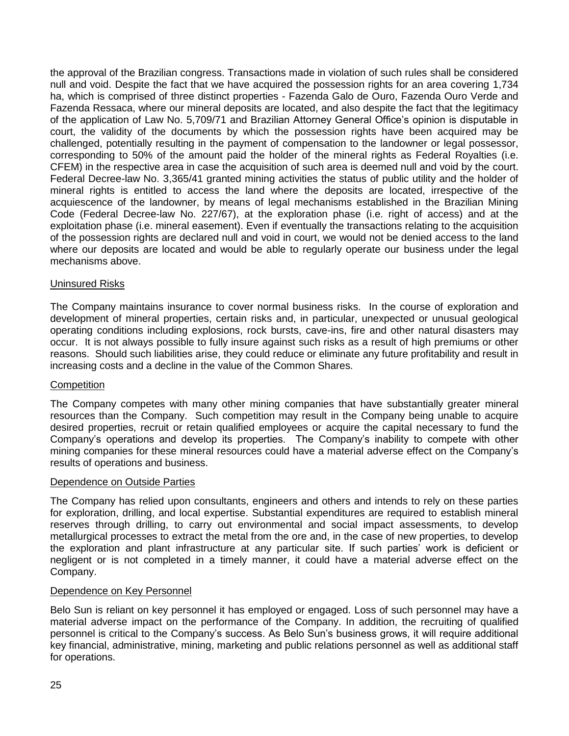the approval of the Brazilian congress. Transactions made in violation of such rules shall be considered null and void. Despite the fact that we have acquired the possession rights for an area covering 1,734 ha, which is comprised of three distinct properties - Fazenda Galo de Ouro, Fazenda Ouro Verde and Fazenda Ressaca, where our mineral deposits are located, and also despite the fact that the legitimacy of the application of Law No. 5,709/71 and Brazilian Attorney General Office's opinion is disputable in court, the validity of the documents by which the possession rights have been acquired may be challenged, potentially resulting in the payment of compensation to the landowner or legal possessor, corresponding to 50% of the amount paid the holder of the mineral rights as Federal Royalties (i.e. CFEM) in the respective area in case the acquisition of such area is deemed null and void by the court. Federal Decree-law No. 3,365/41 granted mining activities the status of public utility and the holder of mineral rights is entitled to access the land where the deposits are located, irrespective of the acquiescence of the landowner, by means of legal mechanisms established in the Brazilian Mining Code (Federal Decree-law No. 227/67), at the exploration phase (i.e. right of access) and at the exploitation phase (i.e. mineral easement). Even if eventually the transactions relating to the acquisition of the possession rights are declared null and void in court, we would not be denied access to the land where our deposits are located and would be able to regularly operate our business under the legal mechanisms above.

Uninsured Risks

The Company maintains insurance to cover normal business risks. In the course of exploration and development of mineral properties, certain risks and, in particular, unexpected or unusual geological operating conditions including explosions, rock bursts, cave-ins, fire and other natural disasters may occur. It is not always possible to fully insure against such risks as a result of high premiums or other reasons. Should such liabilities arise, they could reduce or eliminate any future profitability and result in increasing costs and a decline in the value of the Common Shares.

Competition

The Company competes with many other mining companies that have substantially greater mineral resources than the Company. Such competition may result in the Company being unable to acquire desired properties, recruit or retain qualified employees or acquire the capital necessary to fund the Company's operations and develop its properties. The Company's inability to compete with other mining companies for these mineral resources could have a material adverse effect on the Company's results of operations and business.

Dependence on Outside Parties

The Company has relied upon consultants, engineers and others and intends to rely on these parties for exploration, drilling, and local expertise. Substantial expenditures are required to establish mineral reserves through drilling, to carry out environmental and social impact assessments, to develop metallurgical processes to extract the metal from the ore and, in the case of new properties, to develop the exploration and plant infrastructure at any particular site. If such parties' work is deficient or negligent or is not completed in a timely manner, it could have a material adverse effect on the Company.

Dependence on Key Personnel

Belo Sun is reliant on key personnel it has employed or engaged. Loss of such personnel may have a material adverse impact on the performance of the Company. In addition, the recruiting of qualified personnel is critical to the Company's success. As Belo Sun's business grows, it will require additional key financial, administrative, mining, marketing and public relations personnel as well as additional staff for operations.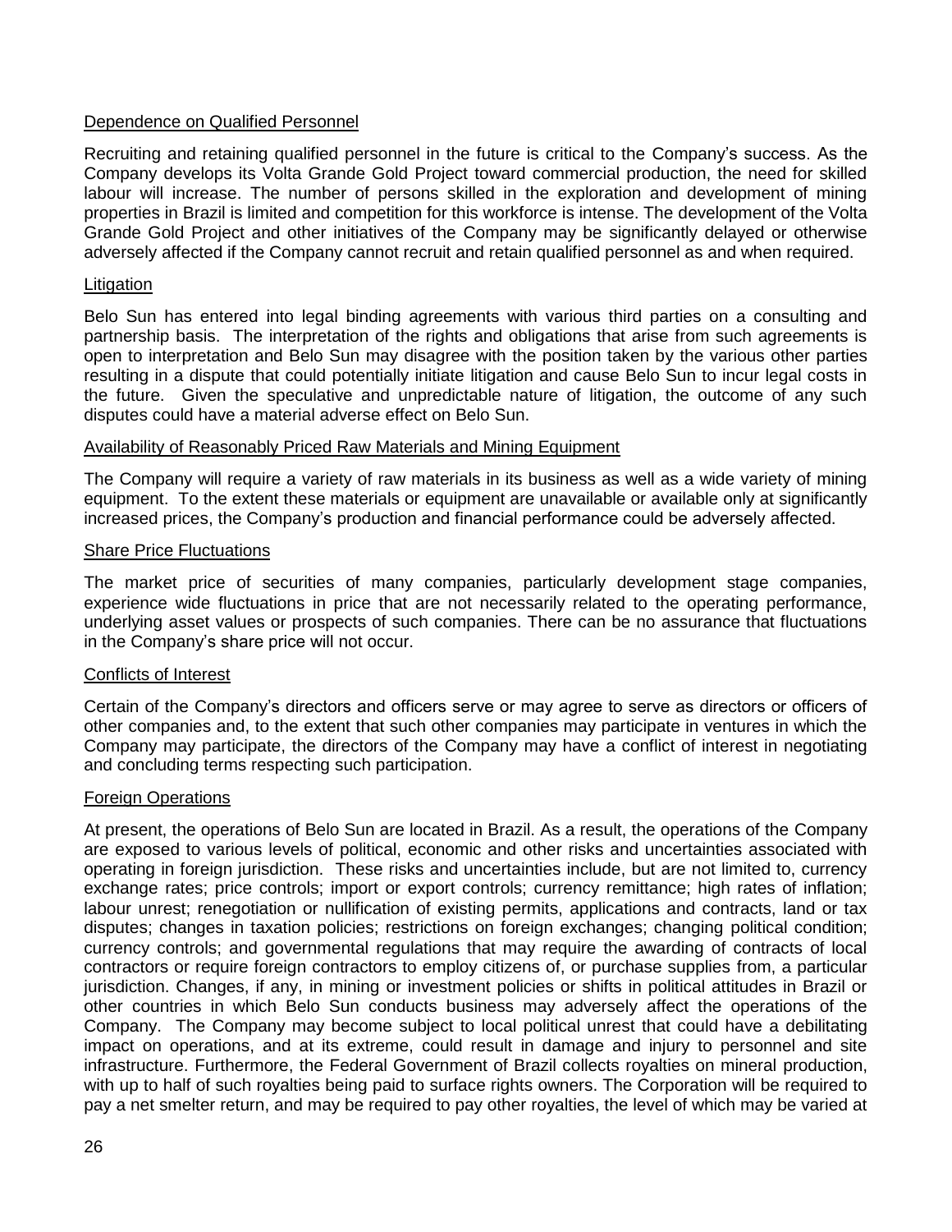### Dependence on Qualified Personnel

Recruiting and retaining qualified personnel in the future is critical to the Company's success. As the Company develops its Volta Grande Gold Project toward commercial production, the need for skilled labour will increase. The number of persons skilled in the exploration and development of mining properties in Brazil is limited and competition for this workforce is intense. The development of the Volta Grande Gold Project and other initiatives of the Company may be significantly delayed or otherwise adversely affected if the Company cannot recruit and retain qualified personnel as and when required.

### Litigation

Belo Sun has entered into legal binding agreements with various third parties on a consulting and partnership basis. The interpretation of the rights and obligations that arise from such agreements is open to interpretation and Belo Sun may disagree with the position taken by the various other parties resulting in a dispute that could potentially initiate litigation and cause Belo Sun to incur legal costs in the future. Given the speculative and unpredictable nature of litigation, the outcome of any such disputes could have a material adverse effect on Belo Sun.

### Availability of Reasonably Priced Raw Materials and Mining Equipment

The Company will require a variety of raw materials in its business as well as a wide variety of mining equipment. To the extent these materials or equipment are unavailable or available only at significantly increased prices, the Company's production and financial performance could be adversely affected.

### Share Price Fluctuations

The market price of securities of many companies, particularly development stage companies, experience wide fluctuations in price that are not necessarily related to the operating performance, underlying asset values or prospects of such companies. There can be no assurance that fluctuations in the Company's share price will not occur.

### Conflicts of Interest

Certain of the Company's directors and officers serve or may agree to serve as directors or officers of other companies and, to the extent that such other companies may participate in ventures in which the Company may participate, the directors of the Company may have a conflict of interest in negotiating and concluding terms respecting such participation.

### Foreign Operations

At present, the operations of Belo Sun are located in Brazil. As a result, the operations of the Company are exposed to various levels of political, economic and other risks and uncertainties associated with operating in foreign jurisdiction. These risks and uncertainties include, but are not limited to, currency exchange rates; price controls; import or export controls; currency remittance; high rates of inflation; labour unrest; renegotiation or nullification of existing permits, applications and contracts, land or tax disputes; changes in taxation policies; restrictions on foreign exchanges; changing political condition; currency controls; and governmental regulations that may require the awarding of contracts of local contractors or require foreign contractors to employ citizens of, or purchase supplies from, a particular jurisdiction. Changes, if any, in mining or investment policies or shifts in political attitudes in Brazil or other countries in which Belo Sun conducts business may adversely affect the operations of the Company. The Company may become subject to local political unrest that could have a debilitating impact on operations, and at its extreme, could result in damage and injury to personnel and site infrastructure. Furthermore, the Federal Government of Brazil collects royalties on mineral production, with up to half of such royalties being paid to surface rights owners. The Corporation will be required to pay a net smelter return, and may be required to pay other royalties, the level of which may be varied at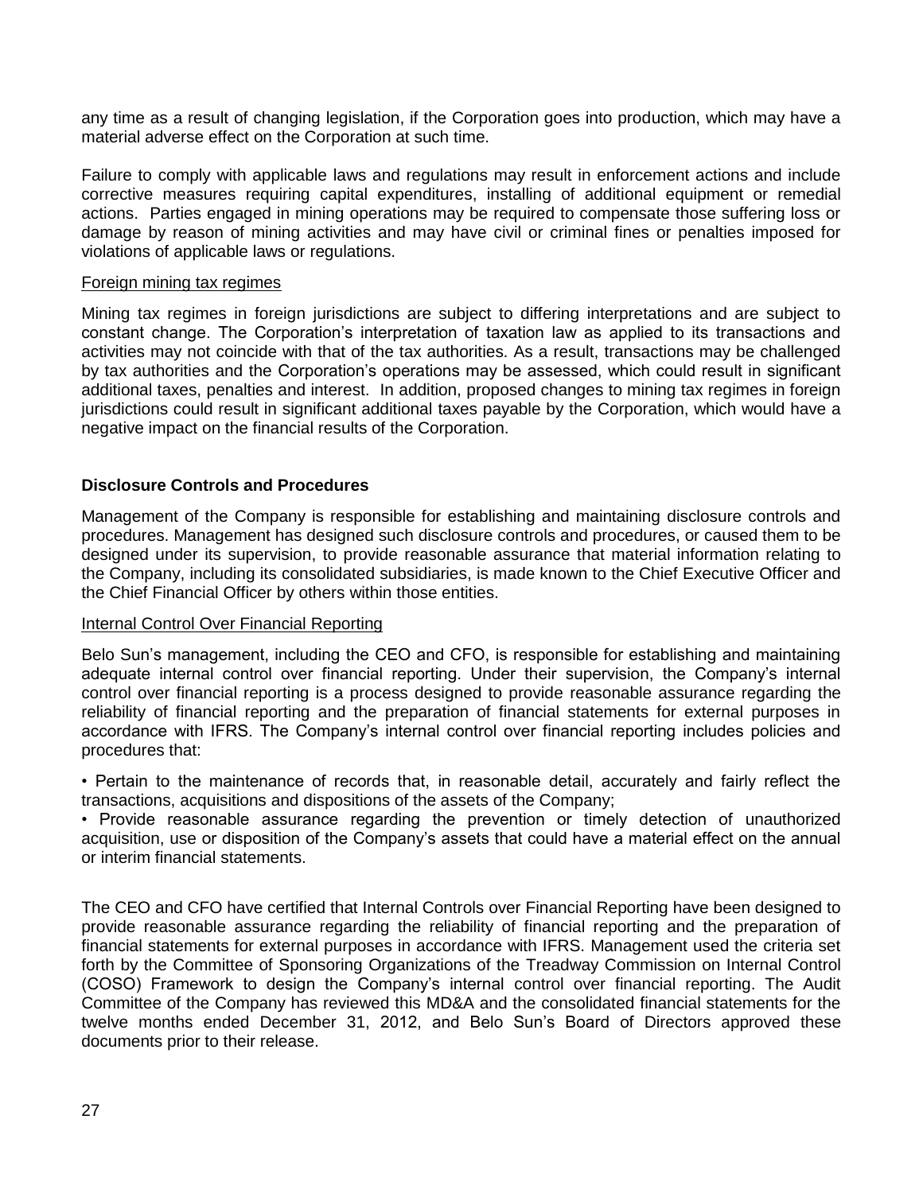any time as a result of changing legislation, if the Corporation goes into production, which may have a material adverse effect on the Corporation at such time.

Failure to comply with applicable laws and regulations may result in enforcement actions and include corrective measures requiring capital expenditures, installing of additional equipment or remedial actions. Parties engaged in mining operations may be required to compensate those suffering loss or damage by reason of mining activities and may have civil or criminal fines or penalties imposed for violations of applicable laws or regulations.

Foreign mining tax regimes

Mining tax regimes in foreign jurisdictions are subject to differing interpretations and are subject to constant change. The Corporation's interpretation of taxation law as applied to its transactions and activities may not coincide with that of the tax authorities. As a result, transactions may be challenged by tax authorities and the Corporation's operations may be assessed, which could result in significant additional taxes, penalties and interest. In addition, proposed changes to mining tax regimes in foreign jurisdictions could result in significant additional taxes payable by the Corporation, which would have a negative impact on the financial results of the Corporation.

## Disclosure Controls and Procedures

Management of the Company is responsible for establishing and maintaining disclosure controls and procedures. Management has designed such disclosure controls and procedures, or caused them to be designed under its supervision, to provide reasonable assurance that material information relating to the Company, including its consolidated subsidiaries, is made known to the Chief Executive Officer and the Chief Financial Officer by others within those entities.

Internal Control Over Financial Reporting

Belo Sun's management, including the CEO and CFO, is responsible for establishing and maintaining adequate internal control over financial reporting. Under their supervision, the Company's internal control over financial reporting is a process designed to provide reasonable assurance regarding the reliability of financial reporting and the preparation of financial statements for external purposes in accordance with IFRS. The Company's internal control over financial reporting includes policies and procedures that:

- Pertain to the maintenance of records that, in reasonable detail, accurately and fairly reflect the transactions, acquisitions and dispositions of the assets of the Company;
- Provide reasonable assurance regarding the prevention or timely detection of unauthorized acquisition, use or disposition of the Company's assets that could have a material effect on the annual or interim financial statements.

The CEO and CFO have certified that Internal Controls over Financial Reporting have been designed to provide reasonable assurance regarding the reliability of financial reporting and the preparation of financial statements for external purposes in accordance with IFRS. Management used the criteria set forth by the Committee of Sponsoring Organizations of the Treadway Commission on Internal Control (COSO) Framework to design the Company's internal control over financial reporting. The Audit Committee of the Company has reviewed this MD&A and the consolidated financial statements for the twelve months ended December 31, 2012, and Belo Sun's Board of Directors approved these documents prior to their release.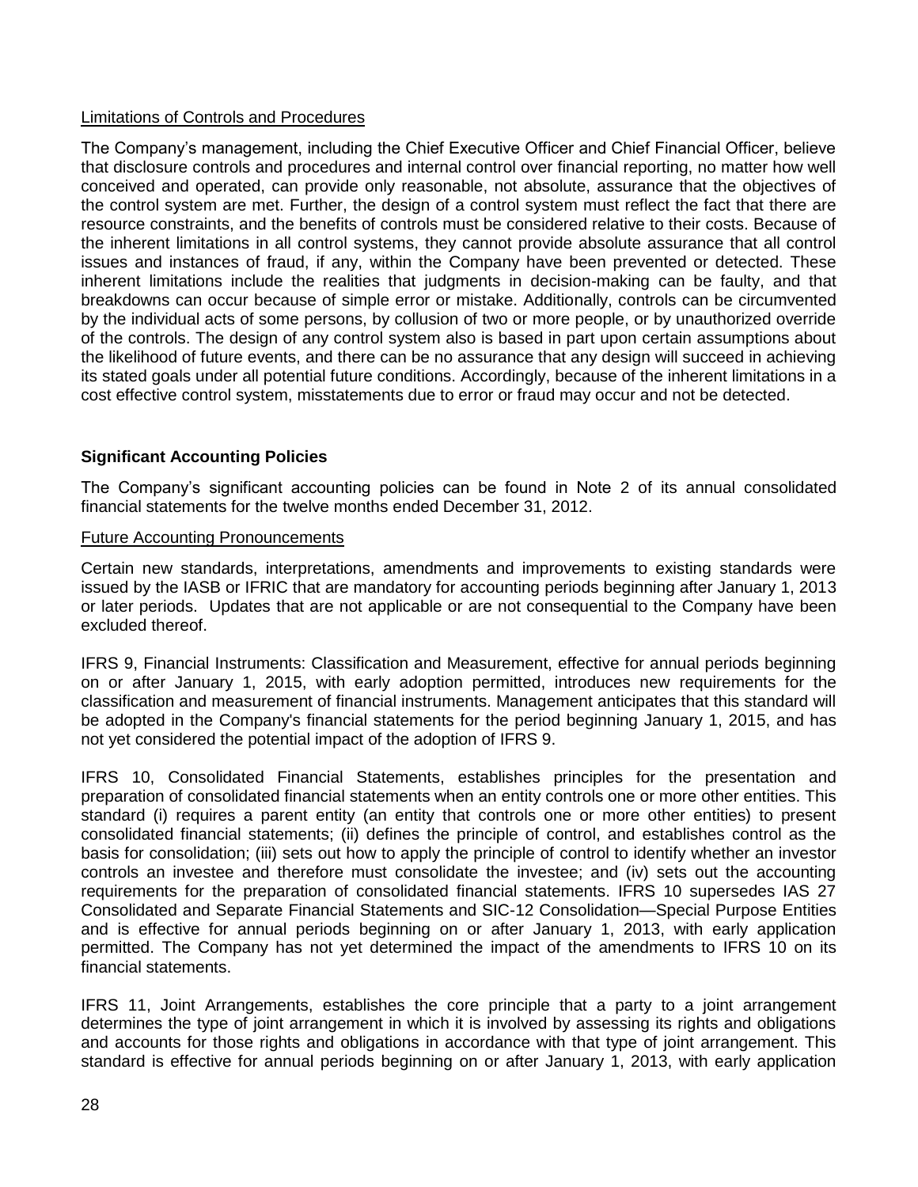Limitations of Controls and Procedures

The Company's management, including the Chief Executive Officer and Chief Financial Officer, believe that disclosure controls and procedures and internal control over financial reporting, no matter how well conceived and operated, can provide only reasonable, not absolute, assurance that the objectives of the control system are met. Further, the design of a control system must reflect the fact that there are resource constraints, and the benefits of controls must be considered relative to their costs. Because of the inherent limitations in all control systems, they cannot provide absolute assurance that all control issues and instances of fraud, if any, within the Company have been prevented or detected. These inherent limitations include the realities that judgments in decision-making can be faulty, and that breakdowns can occur because of simple error or mistake. Additionally, controls can be circumvented by the individual acts of some persons, by collusion of two or more people, or by unauthorized override of the controls. The design of any control system also is based in part upon certain assumptions about the likelihood of future events, and there can be no assurance that any design will succeed in achieving its stated goals under all potential future conditions. Accordingly, because of the inherent limitations in a cost effective control system, misstatements due to error or fraud may occur and not be detected.

## Significant Accounting Policies

The Company's significant accounting policies can be found in Note 2 of its annual consolidated financial statements for the twelve months ended December 31, 2012.

Future Accounting Pronouncements

Certain new standards, interpretations, amendments and improvements to existing standards were issued by the IASB or IFRIC that are mandatory for accounting periods beginning after January 1, 2013 or later periods. Updates that are not applicable or are not consequential to the Company have been excluded thereof.

IFRS 9, Financial Instruments: Classification and Measurement, effective for annual periods beginning on or after January 1, 2015, with early adoption permitted, introduces new requirements for the classification and measurement of financial instruments. Management anticipates that this standard will be adopted in the Company's financial statements for the period beginning January 1, 2015, and has not yet considered the potential impact of the adoption of IFRS 9.

IFRS 10, Consolidated Financial Statements, establishes principles for the presentation and preparation of consolidated financial statements when an entity controls one or more other entities. This standard (i) requires a parent entity (an entity that controls one or more other entities) to present consolidated financial statements; (ii) defines the principle of control, and establishes control as the basis for consolidation; (iii) sets out how to apply the principle of control to identify whether an investor controls an investee and therefore must consolidate the investee; and (iv) sets out the accounting requirements for the preparation of consolidated financial statements. IFRS 10 supersedes IAS 27 Consolidated and Separate Financial Statements and SIC-12 Consolidation—Special Purpose Entities and is effective for annual periods beginning on or after January 1, 2013, with early application permitted. The Company has not yet determined the impact of the amendments to IFRS 10 on its financial statements.

IFRS 11, Joint Arrangements, establishes the core principle that a party to a joint arrangement determines the type of joint arrangement in which it is involved by assessing its rights and obligations and accounts for those rights and obligations in accordance with that type of joint arrangement. This standard is effective for annual periods beginning on or after January 1, 2013, with early application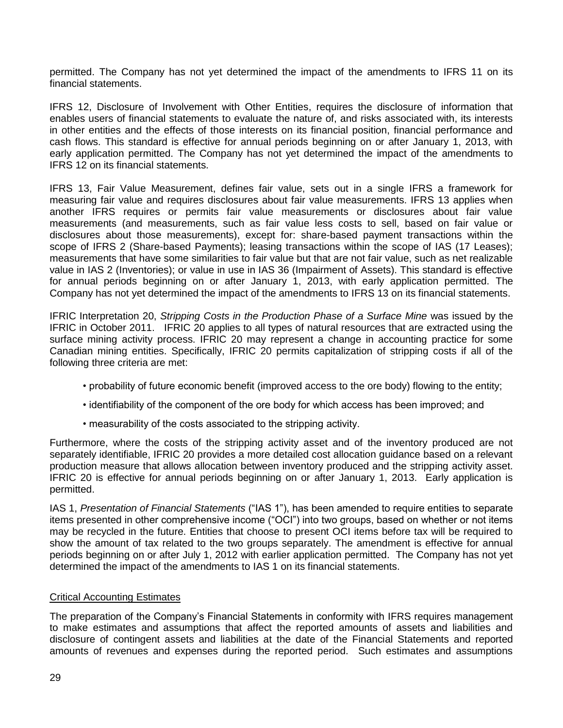permitted. The Company has not yet determined the impact of the amendments to IFRS 11 on its financial statements.

IFRS 12, Disclosure of Involvement with Other Entities, requires the disclosure of information that enables users of financial statements to evaluate the nature of, and risks associated with, its interests in other entities and the effects of those interests on its financial position, financial performance and cash flows. This standard is effective for annual periods beginning on or after January 1, 2013, with early application permitted. The Company has not yet determined the impact of the amendments to IFRS 12 on its financial statements.

IFRS 13, Fair Value Measurement, defines fair value, sets out in a single IFRS a framework for measuring fair value and requires disclosures about fair value measurements. IFRS 13 applies when another IFRS requires or permits fair value measurements or disclosures about fair value measurements (and measurements, such as fair value less costs to sell, based on fair value or disclosures about those measurements), except for: share-based payment transactions within the scope of IFRS 2 (Share-based Payments); leasing transactions within the scope of IAS (17 Leases); measurements that have some similarities to fair value but that are not fair value, such as net realizable value in IAS 2 (Inventories); or value in use in IAS 36 (Impairment of Assets). This standard is effective for annual periods beginning on or after January 1, 2013, with early application permitted. The Company has not yet determined the impact of the amendments to IFRS 13 on its financial statements.

IFRIC Interpretation 20, *Stripping Costs in the Production Phase of a Surface Mine* was issued by the IFRIC in October 2011. IFRIC 20 applies to all types of natural resources that are extracted using the surface mining activity process. IFRIC 20 may represent a change in accounting practice for some Canadian mining entities. Specifically, IFRIC 20 permits capitalization of stripping costs if all of the following three criteria are met:

- probability of future economic benefit (improved access to the ore body) flowing to the entity;
- identifiability of the component of the ore body for which access has been improved; and
- measurability of the costs associated to the stripping activity.

Furthermore, where the costs of the stripping activity asset and of the inventory produced are not separately identifiable, IFRIC 20 provides a more detailed cost allocation guidance based on a relevant production measure that allows allocation between inventory produced and the stripping activity asset. IFRIC 20 is effective for annual periods beginning on or after January 1, 2013. Early application is permitted.

IAS 1, *Presentation of Financial Statements* ("IAS 1"), has been amended to require entities to separate items presented in other comprehensive income ("OCI") into two groups, based on whether or not items may be recycled in the future. Entities that choose to present OCI items before tax will be required to show the amount of tax related to the two groups separately. The amendment is effective for annual periods beginning on or after July 1, 2012 with earlier application permitted. The Company has not yet determined the impact of the amendments to IAS 1 on its financial statements.

## Critical Accounting Estimates

The preparation of the Company's Financial Statements in conformity with IFRS requires management to make estimates and assumptions that affect the reported amounts of assets and liabilities and disclosure of contingent assets and liabilities at the date of the Financial Statements and reported amounts of revenues and expenses during the reported period. Such estimates and assumptions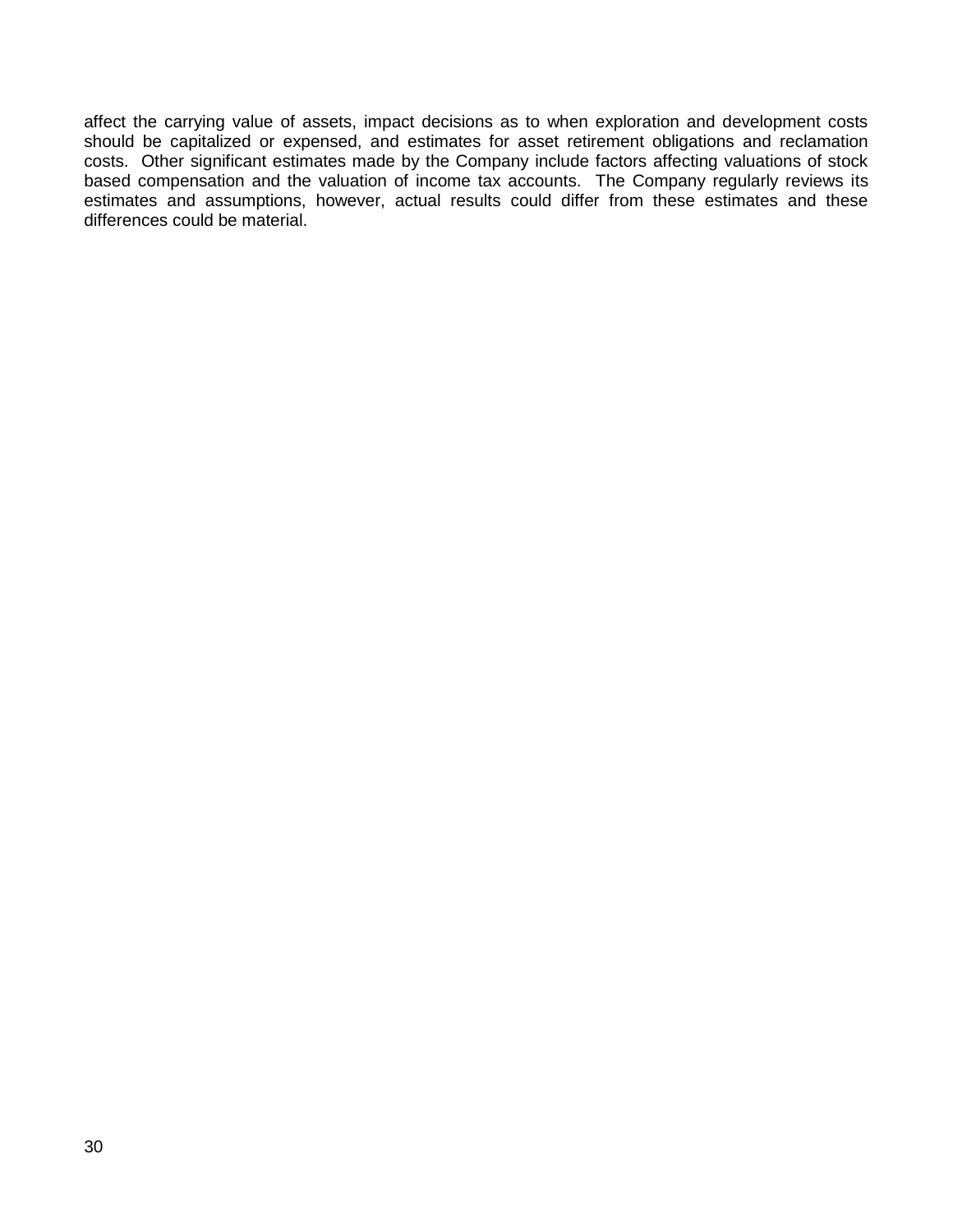affect the carrying value of assets, impact decisions as to when exploration and development costs should be capitalized or expensed, and estimates for asset retirement obligations and reclamation costs.  Other significant estimates made by the Company include factors affecting valuations of stock based compensation and the valuation of income tax accounts.  The Company regularly reviews its estimates and assumptions, however, actual results could differ from these estimates and these differences could be material.